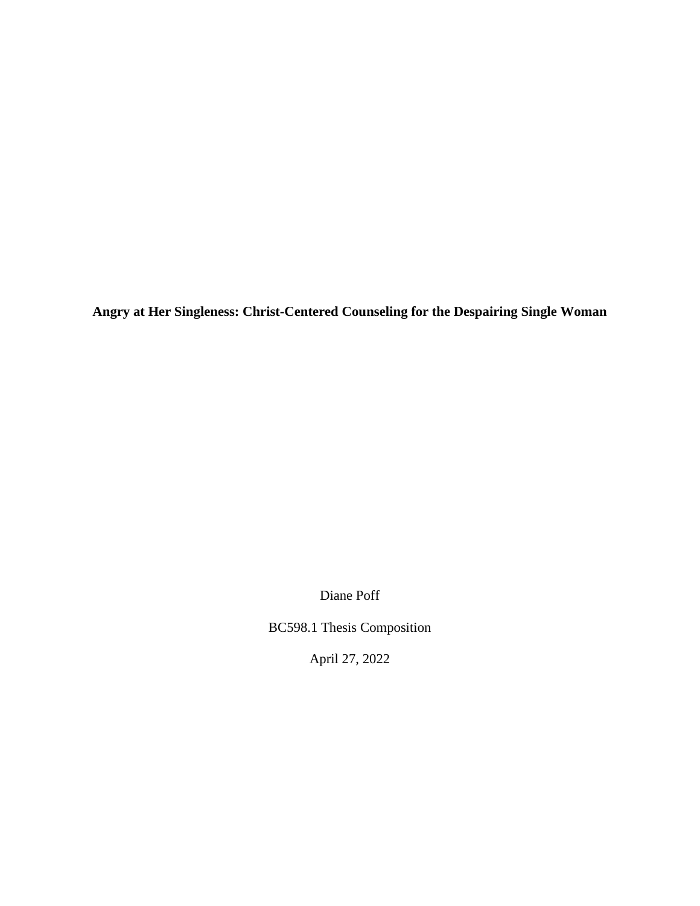**Angry at Her Singleness: Christ-Centered Counseling for the Despairing Single Woman**

Diane Poff

BC598.1 Thesis Composition

April 27, 2022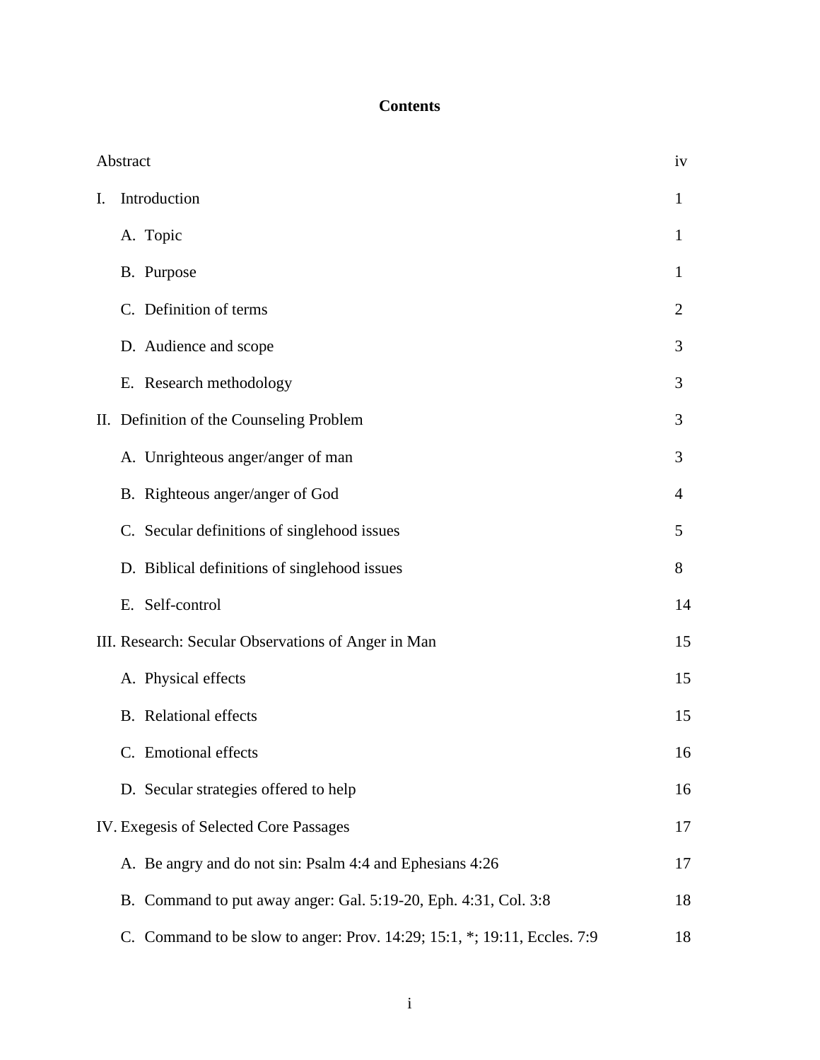# Contents

| | |
|---|---|
| Abstract | iv |
| I. Introduction | 1 |
| A. Topic | 1 |
| B. Purpose | 1 |
| C. Definition of terms | 2 |
| D. Audience and scope | 3 |
| E. Research methodology | 3 |
| II. Definition of the Counseling Problem | 3 |
| A. Unrighteous anger/anger of man | 3 |
| B. Righteous anger/anger of God | 4 |
| C. Secular definitions of singlehood issues | 5 |
| D. Biblical definitions of singlehood issues | 8 |
| E. Self-control | 14 |
| III. Research: Secular Observations of Anger in Man | 15 |
| A. Physical effects | 15 |
| B. Relational effects | 15 |
| C. Emotional effects | 16 |
| D. Secular strategies offered to help | 16 |
| IV. Exegesis of Selected Core Passages | 17 |
| A. Be angry and do not sin: Psalm 4:4 and Ephesians 4:26 | 17 |
| B. Command to put away anger: Gal. 5:19-20, Eph. 4:31, Col. 3:8 | 18 |
| C. Command to be slow to anger: Prov. 14:29; 15:1, *; 19:11, Eccles. 7:9 | 18 |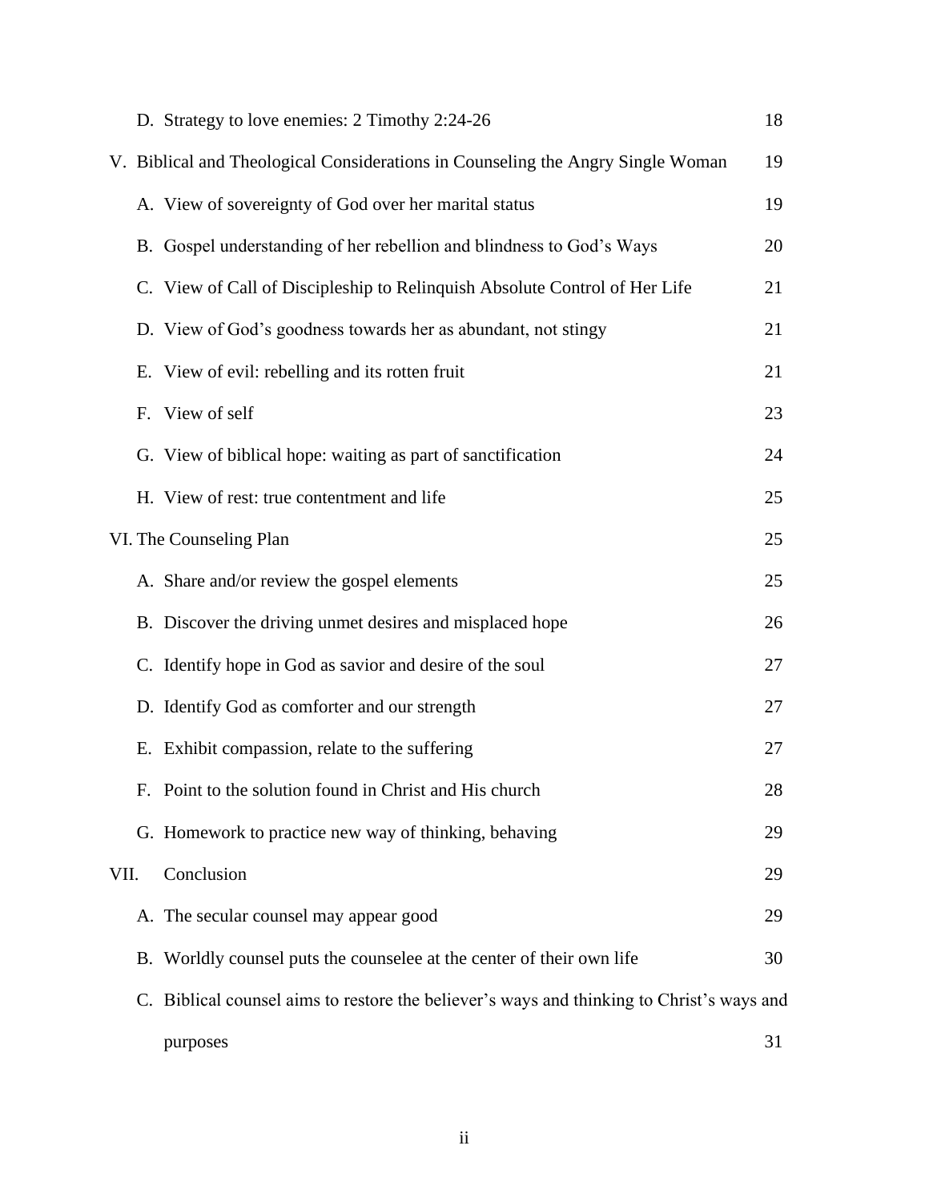D. Strategy to love enemies: 2 Timothy 2:24-26 18

V. Biblical and Theological Considerations in Counseling the Angry Single Woman 19

A. View of sovereignty of God over her marital status 19

B. Gospel understanding of her rebellion and blindness to God's Ways 20

C. View of Call of Discipleship to Relinquish Absolute Control of Her Life 21

D. View of God's goodness towards her as abundant, not stingy 21

E. View of evil: rebelling and its rotten fruit 21

F. View of self 23

G. View of biblical hope: waiting as part of sanctification 24

H. View of rest: true contentment and life 25

VI. The Counseling Plan 25

A. Share and/or review the gospel elements 25

B. Discover the driving unmet desires and misplaced hope 26

C. Identify hope in God as savior and desire of the soul 27

D. Identify God as comforter and our strength 27

E. Exhibit compassion, relate to the suffering 27

F. Point to the solution found in Christ and His church 28

G. Homework to practice new way of thinking, behaving 29

VII. Conclusion 29

A. The secular counsel may appear good 29

B. Worldly counsel puts the counselee at the center of their own life 30

C. Biblical counsel aims to restore the believer's ways and thinking to Christ's ways and purposes 31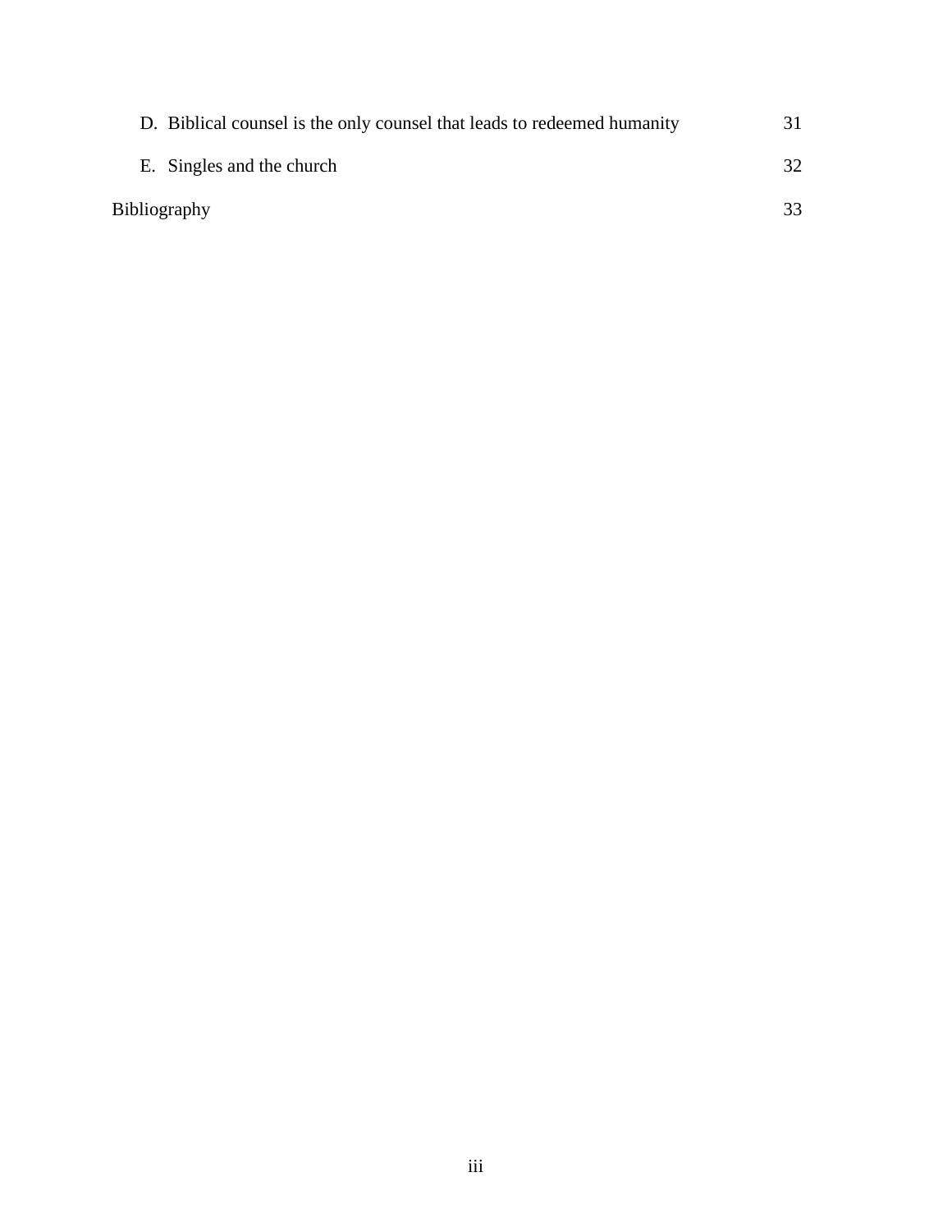D. Biblical counsel is the only counsel that leads to redeemed humanity 31

E. Singles and the church 32

Bibliography 33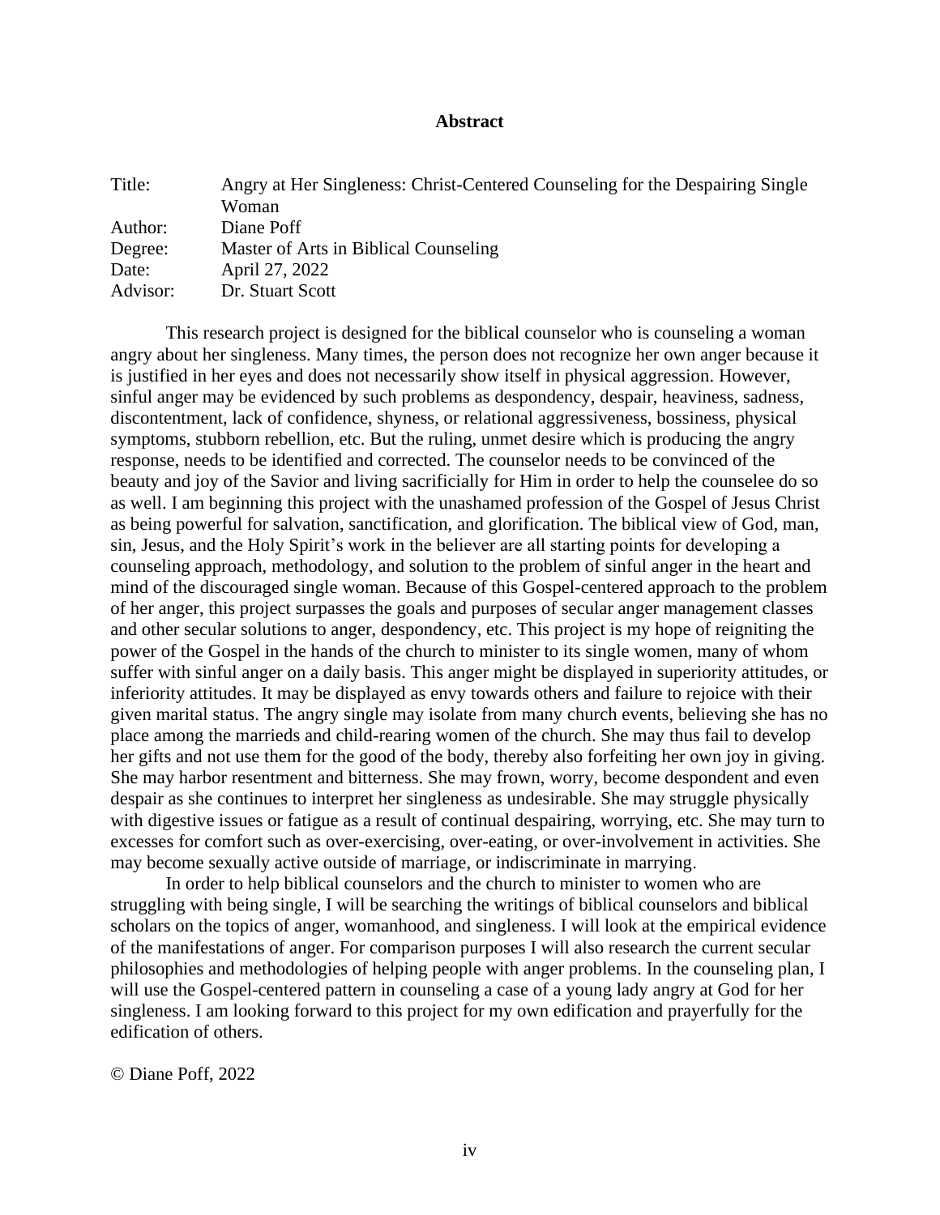# Abstract

| | |
|---|---|
| Title: | Angry at Her Singleness: Christ-Centered Counseling for the Despairing Single Woman |
| Author: | Diane Poff |
| Degree: | Master of Arts in Biblical Counseling |
| Date: | April 27, 2022 |
| Advisor: | Dr. Stuart Scott |

This research project is designed for the biblical counselor who is counseling a woman angry about her singleness. Many times, the person does not recognize her own anger because it is justified in her eyes and does not necessarily show itself in physical aggression. However, sinful anger may be evidenced by such problems as despondency, despair, heaviness, sadness, discontentment, lack of confidence, shyness, or relational aggressiveness, bossiness, physical symptoms, stubborn rebellion, etc. But the ruling, unmet desire which is producing the angry response, needs to be identified and corrected. The counselor needs to be convinced of the beauty and joy of the Savior and living sacrificially for Him in order to help the counselee do so as well. I am beginning this project with the unashamed profession of the Gospel of Jesus Christ as being powerful for salvation, sanctification, and glorification. The biblical view of God, man, sin, Jesus, and the Holy Spirit's work in the believer are all starting points for developing a counseling approach, methodology, and solution to the problem of sinful anger in the heart and mind of the discouraged single woman. Because of this Gospel-centered approach to the problem of her anger, this project surpasses the goals and purposes of secular anger management classes and other secular solutions to anger, despondency, etc. This project is my hope of reigniting the power of the Gospel in the hands of the church to minister to its single women, many of whom suffer with sinful anger on a daily basis. This anger might be displayed in superiority attitudes, or inferiority attitudes. It may be displayed as envy towards others and failure to rejoice with their given marital status. The angry single may isolate from many church events, believing she has no place among the marrieds and child-rearing women of the church. She may thus fail to develop her gifts and not use them for the good of the body, thereby also forfeiting her own joy in giving. She may harbor resentment and bitterness. She may frown, worry, become despondent and even despair as she continues to interpret her singleness as undesirable. She may struggle physically with digestive issues or fatigue as a result of continual despairing, worrying, etc. She may turn to excesses for comfort such as over-exercising, over-eating, or over-involvement in activities. She may become sexually active outside of marriage, or indiscriminate in marrying.

In order to help biblical counselors and the church to minister to women who are struggling with being single, I will be searching the writings of biblical counselors and biblical scholars on the topics of anger, womanhood, and singleness. I will look at the empirical evidence of the manifestations of anger. For comparison purposes I will also research the current secular philosophies and methodologies of helping people with anger problems. In the counseling plan, I will use the Gospel-centered pattern in counseling a case of a young lady angry at God for her singleness. I am looking forward to this project for my own edification and prayerfully for the edification of others.

© Diane Poff, 2022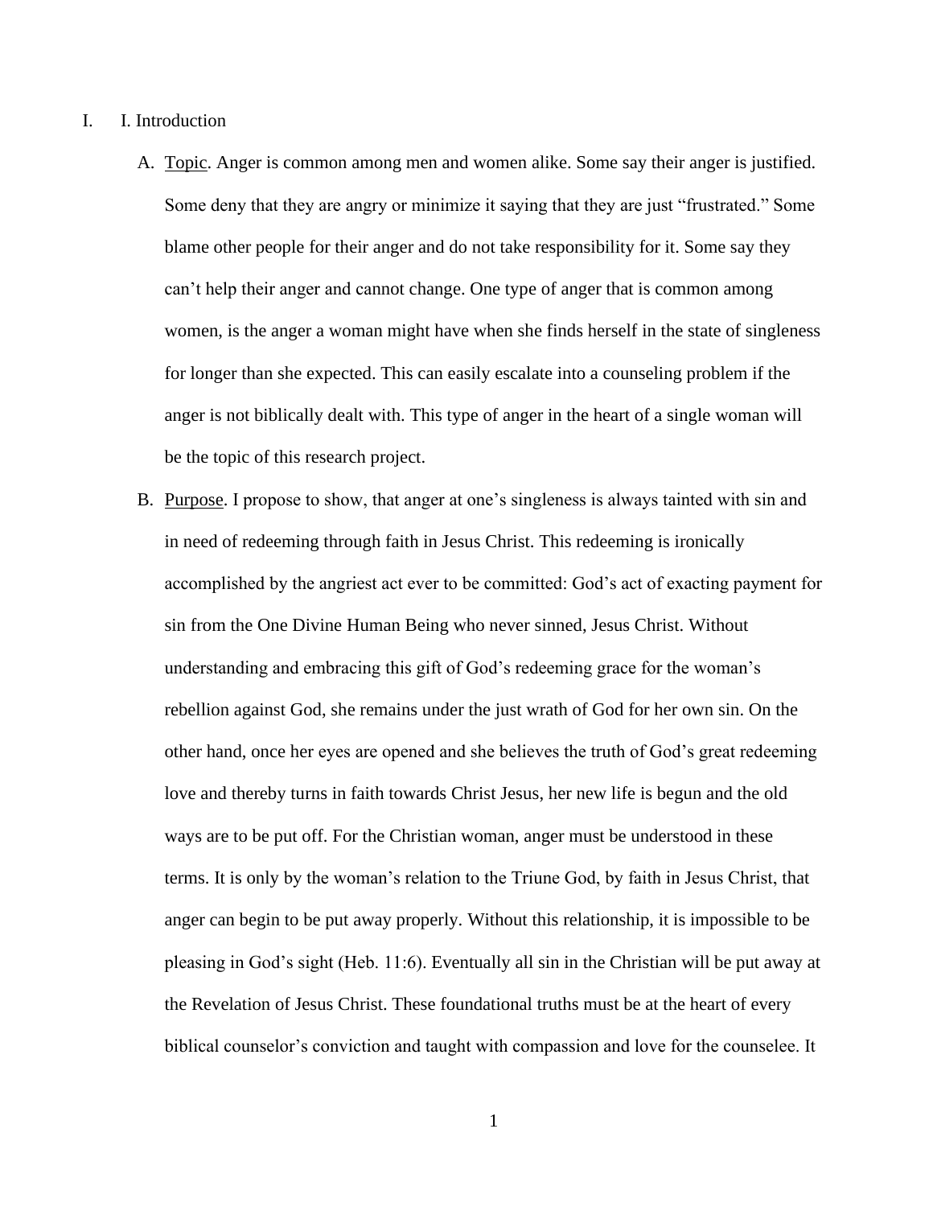I. I. Introduction

A. Topic. Anger is common among men and women alike. Some say their anger is justified. Some deny that they are angry or minimize it saying that they are just "frustrated." Some blame other people for their anger and do not take responsibility for it. Some say they can't help their anger and cannot change. One type of anger that is common among women, is the anger a woman might have when she finds herself in the state of singleness for longer than she expected. This can easily escalate into a counseling problem if the anger is not biblically dealt with. This type of anger in the heart of a single woman will be the topic of this research project.

B. Purpose. I propose to show, that anger at one's singleness is always tainted with sin and in need of redeeming through faith in Jesus Christ. This redeeming is ironically accomplished by the angriest act ever to be committed: God's act of exacting payment for sin from the One Divine Human Being who never sinned, Jesus Christ. Without understanding and embracing this gift of God's redeeming grace for the woman's rebellion against God, she remains under the just wrath of God for her own sin. On the other hand, once her eyes are opened and she believes the truth of God's great redeeming love and thereby turns in faith towards Christ Jesus, her new life is begun and the old ways are to be put off. For the Christian woman, anger must be understood in these terms. It is only by the woman's relation to the Triune God, by faith in Jesus Christ, that anger can begin to be put away properly. Without this relationship, it is impossible to be pleasing in God's sight (Heb. 11:6). Eventually all sin in the Christian will be put away at the Revelation of Jesus Christ. These foundational truths must be at the heart of every biblical counselor's conviction and taught with compassion and love for the counselee. It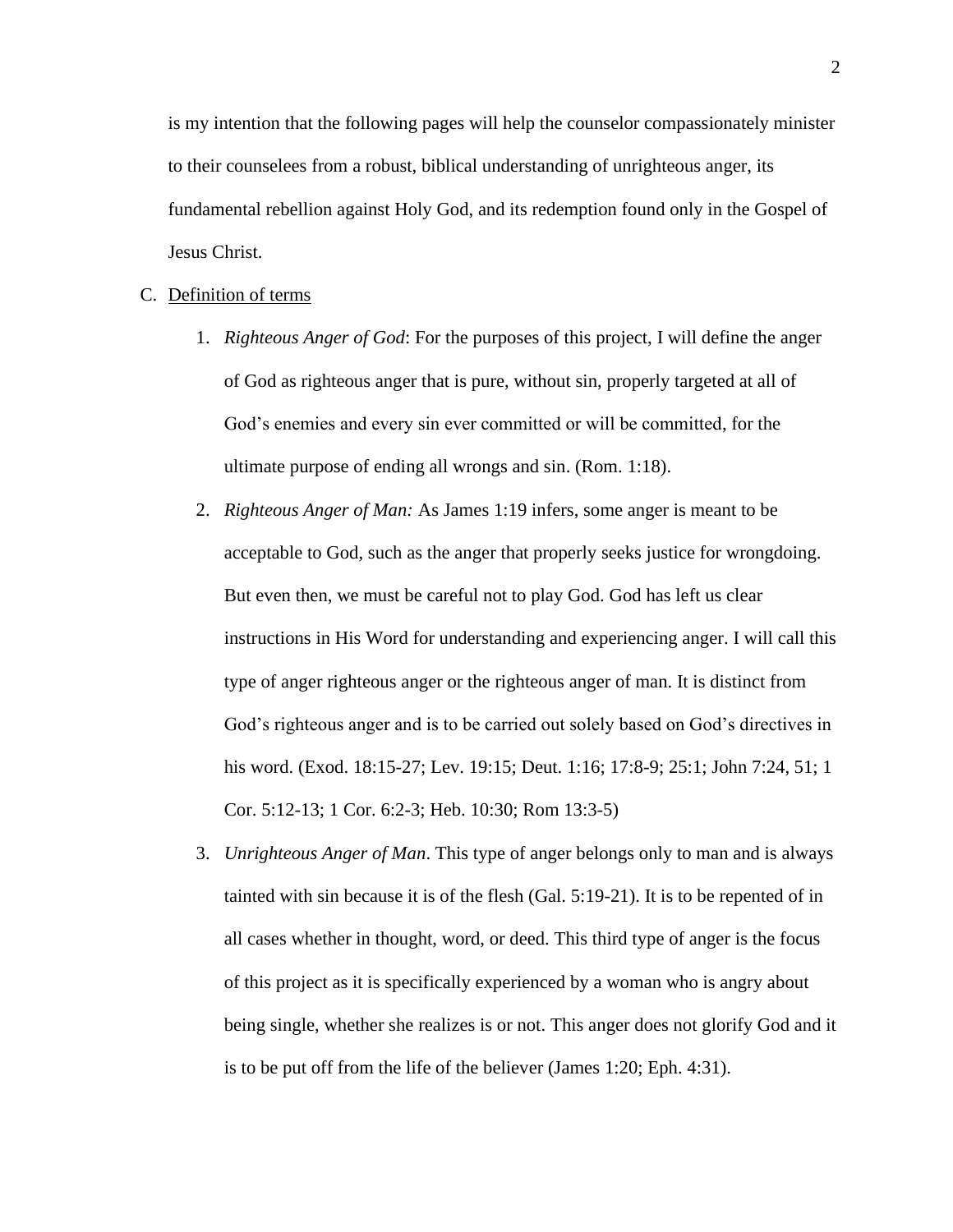is my intention that the following pages will help the counselor compassionately minister to their counselees from a robust, biblical understanding of unrighteous anger, its fundamental rebellion against Holy God, and its redemption found only in the Gospel of Jesus Christ.

C. Definition of terms

1. *Righteous Anger of God*: For the purposes of this project, I will define the anger of God as righteous anger that is pure, without sin, properly targeted at all of God's enemies and every sin ever committed or will be committed, for the ultimate purpose of ending all wrongs and sin. (Rom. 1:18).

2. *Righteous Anger of Man:* As James 1:19 infers, some anger is meant to be acceptable to God, such as the anger that properly seeks justice for wrongdoing. But even then, we must be careful not to play God. God has left us clear instructions in His Word for understanding and experiencing anger. I will call this type of anger righteous anger or the righteous anger of man. It is distinct from God's righteous anger and is to be carried out solely based on God's directives in his word. (Exod. 18:15-27; Lev. 19:15; Deut. 1:16; 17:8-9; 25:1; John 7:24, 51; 1 Cor. 5:12-13; 1 Cor. 6:2-3; Heb. 10:30; Rom 13:3-5)

3. *Unrighteous Anger of Man*. This type of anger belongs only to man and is always tainted with sin because it is of the flesh (Gal. 5:19-21). It is to be repented of in all cases whether in thought, word, or deed. This third type of anger is the focus of this project as it is specifically experienced by a woman who is angry about being single, whether she realizes is or not. This anger does not glorify God and it is to be put off from the life of the believer (James 1:20; Eph. 4:31).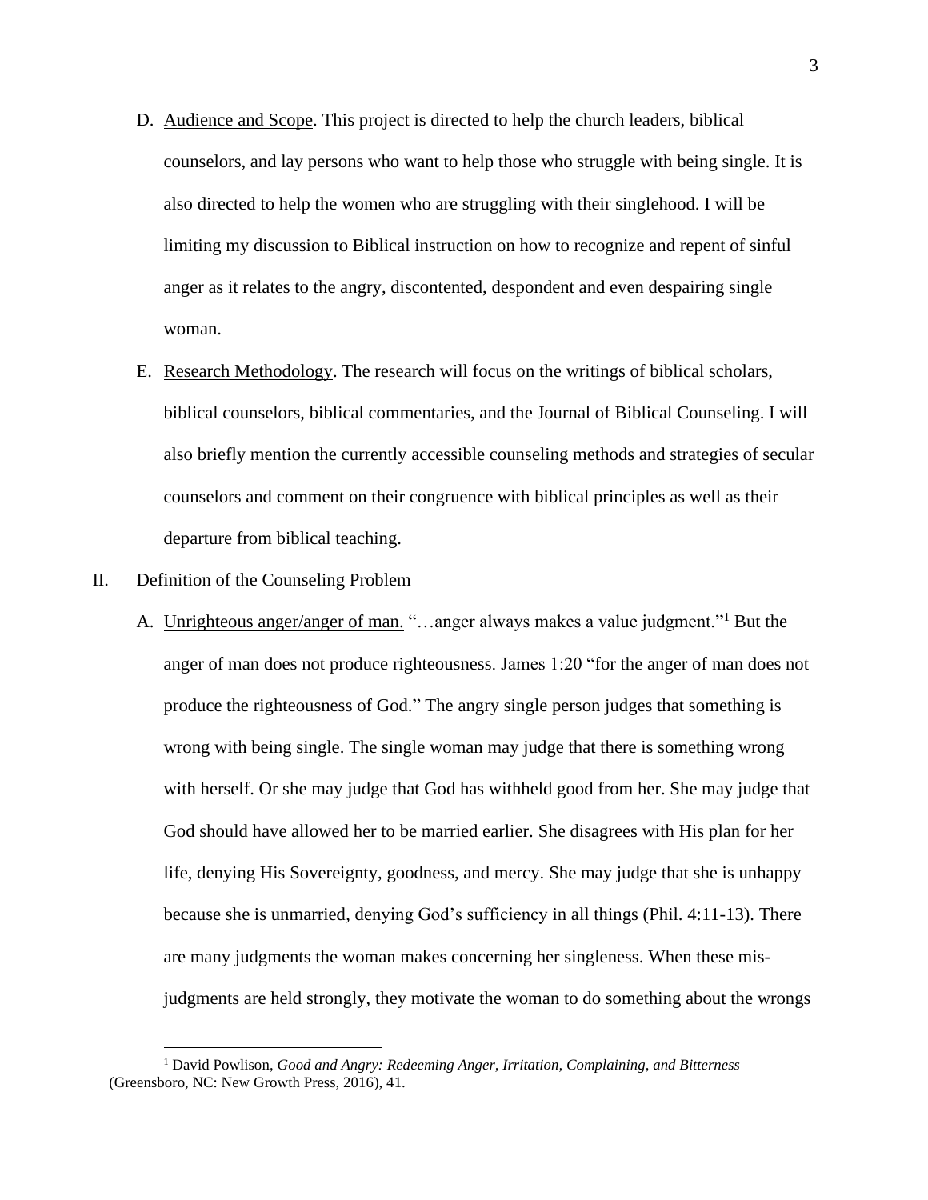D. Audience and Scope. This project is directed to help the church leaders, biblical counselors, and lay persons who want to help those who struggle with being single. It is also directed to help the women who are struggling with their singlehood. I will be limiting my discussion to Biblical instruction on how to recognize and repent of sinful anger as it relates to the angry, discontented, despondent and even despairing single woman.

E. Research Methodology. The research will focus on the writings of biblical scholars, biblical counselors, biblical commentaries, and the Journal of Biblical Counseling. I will also briefly mention the currently accessible counseling methods and strategies of secular counselors and comment on their congruence with biblical principles as well as their departure from biblical teaching.

II. Definition of the Counseling Problem

A. Unrighteous anger/anger of man. "…anger always makes a value judgment."[1] But the anger of man does not produce righteousness. James 1:20 "for the anger of man does not produce the righteousness of God." The angry single person judges that something is wrong with being single. The single woman may judge that there is something wrong with herself. Or she may judge that God has withheld good from her. She may judge that God should have allowed her to be married earlier. She disagrees with His plan for her life, denying His Sovereignty, goodness, and mercy. She may judge that she is unhappy because she is unmarried, denying God's sufficiency in all things (Phil. 4:11-13). There are many judgments the woman makes concerning her singleness. When these mis-judgments are held strongly, they motivate the woman to do something about the wrongs

[1] David Powlison, *Good and Angry: Redeeming Anger, Irritation, Complaining, and Bitterness* (Greensboro, NC: New Growth Press, 2016), 41.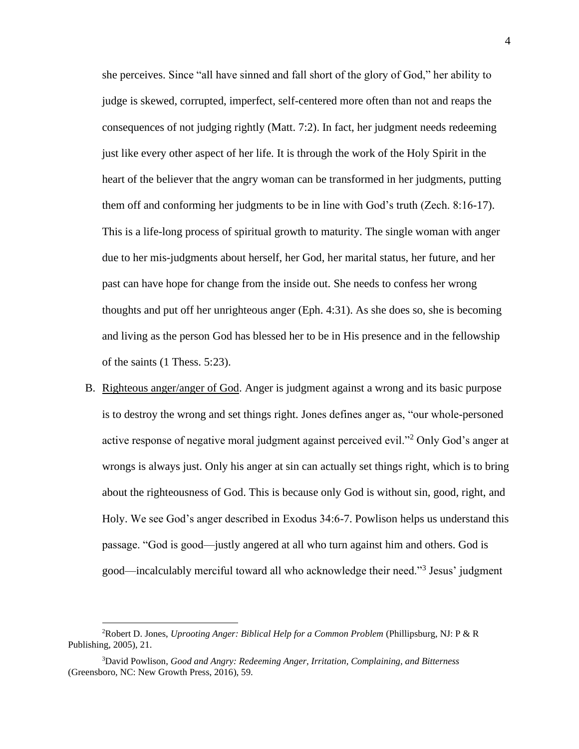she perceives. Since "all have sinned and fall short of the glory of God," her ability to judge is skewed, corrupted, imperfect, self-centered more often than not and reaps the consequences of not judging rightly (Matt. 7:2). In fact, her judgment needs redeeming just like every other aspect of her life. It is through the work of the Holy Spirit in the heart of the believer that the angry woman can be transformed in her judgments, putting them off and conforming her judgments to be in line with God's truth (Zech. 8:16-17). This is a life-long process of spiritual growth to maturity. The single woman with anger due to her mis-judgments about herself, her God, her marital status, her future, and her past can have hope for change from the inside out. She needs to confess her wrong thoughts and put off her unrighteous anger (Eph. 4:31). As she does so, she is becoming and living as the person God has blessed her to be in His presence and in the fellowship of the saints (1 Thess. 5:23).

B. <u>Righteous anger/anger of God</u>. Anger is judgment against a wrong and its basic purpose is to destroy the wrong and set things right. Jones defines anger as, "our whole-personed active response of negative moral judgment against perceived evil."[2] Only God's anger at wrongs is always just. Only his anger at sin can actually set things right, which is to bring about the righteousness of God. This is because only God is without sin, good, right, and Holy. We see God's anger described in Exodus 34:6-7. Powlison helps us understand this passage. "God is good—justly angered at all who turn against him and others. God is good—incalculably merciful toward all who acknowledge their need."[3] Jesus' judgment

---

[2]Robert D. Jones, *Uprooting Anger: Biblical Help for a Common Problem* (Phillipsburg, NJ: P & R Publishing, 2005), 21.

[3]David Powlison, *Good and Angry: Redeeming Anger, Irritation, Complaining, and Bitterness* (Greensboro, NC: New Growth Press, 2016), 59.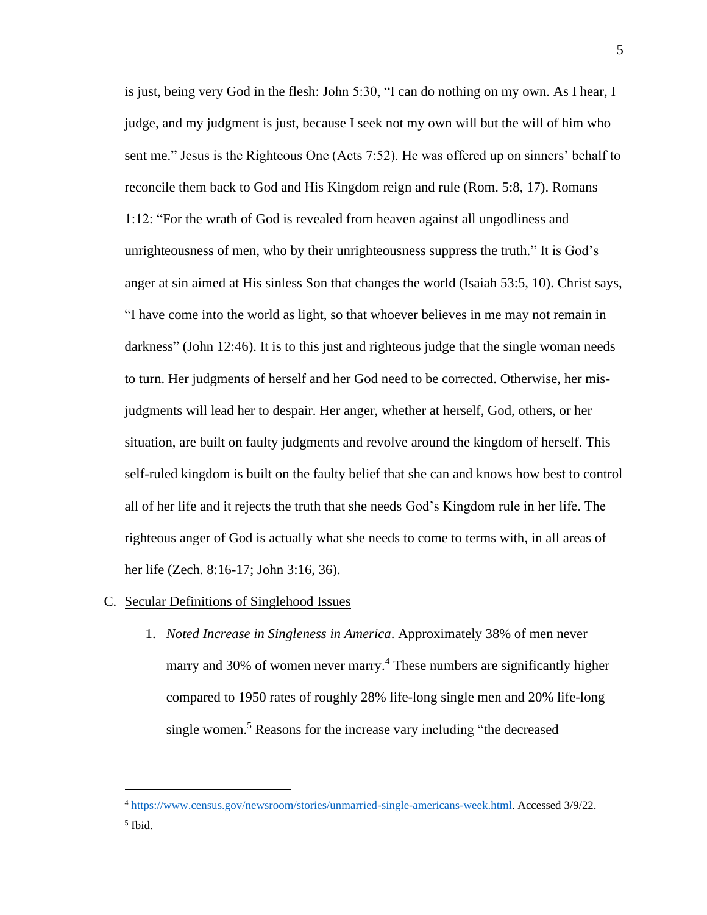is just, being very God in the flesh: John 5:30, "I can do nothing on my own. As I hear, I judge, and my judgment is just, because I seek not my own will but the will of him who sent me." Jesus is the Righteous One (Acts 7:52). He was offered up on sinners' behalf to reconcile them back to God and His Kingdom reign and rule (Rom. 5:8, 17). Romans 1:12: "For the wrath of God is revealed from heaven against all ungodliness and unrighteousness of men, who by their unrighteousness suppress the truth." It is God's anger at sin aimed at His sinless Son that changes the world (Isaiah 53:5, 10). Christ says, "I have come into the world as light, so that whoever believes in me may not remain in darkness" (John 12:46). It is to this just and righteous judge that the single woman needs to turn. Her judgments of herself and her God need to be corrected. Otherwise, her mis-judgments will lead her to despair. Her anger, whether at herself, God, others, or her situation, are built on faulty judgments and revolve around the kingdom of herself. This self-ruled kingdom is built on the faulty belief that she can and knows how best to control all of her life and it rejects the truth that she needs God's Kingdom rule in her life. The righteous anger of God is actually what she needs to come to terms with, in all areas of her life (Zech. 8:16-17; John 3:16, 36).

C. Secular Definitions of Singlehood Issues

1. *Noted Increase in Singleness in America*. Approximately 38% of men never marry and 30% of women never marry.[4] These numbers are significantly higher compared to 1950 rates of roughly 28% life-long single men and 20% life-long single women.[5] Reasons for the increase vary including "the decreased

---

[4] https://www.census.gov/newsroom/stories/unmarried-single-americans-week.html. Accessed 3/9/22.

[5] Ibid.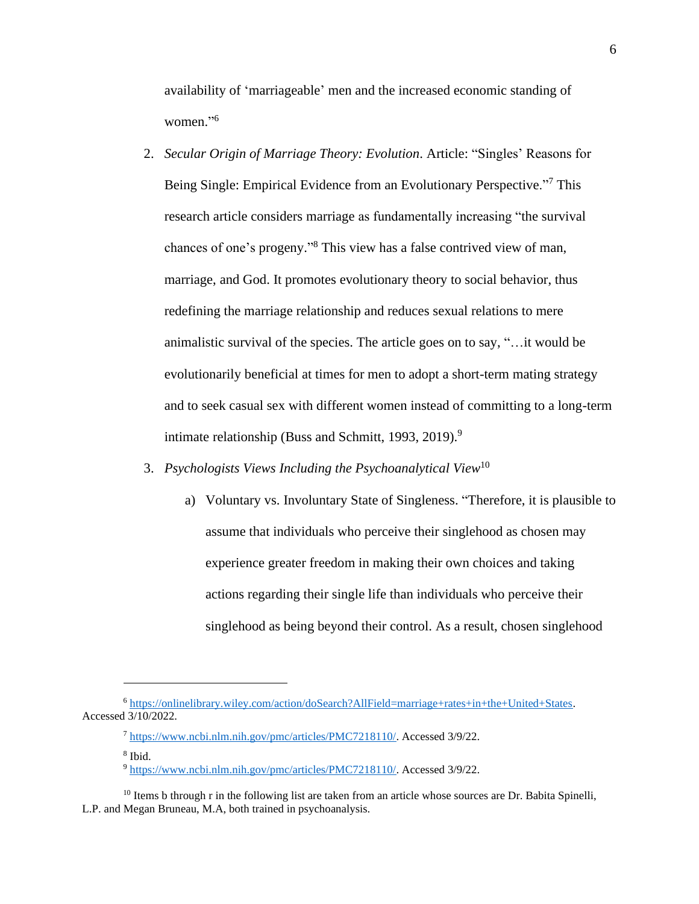availability of 'marriageable' men and the increased economic standing of women."[6]

2. *Secular Origin of Marriage Theory: Evolution*. Article: "Singles' Reasons for Being Single: Empirical Evidence from an Evolutionary Perspective."[7] This research article considers marriage as fundamentally increasing "the survival chances of one's progeny."[8] This view has a false contrived view of man, marriage, and God. It promotes evolutionary theory to social behavior, thus redefining the marriage relationship and reduces sexual relations to mere animalistic survival of the species. The article goes on to say, "…it would be evolutionarily beneficial at times for men to adopt a short-term mating strategy and to seek casual sex with different women instead of committing to a long-term intimate relationship (Buss and Schmitt, 1993, 2019).[9]

3. *Psychologists Views Including the Psychoanalytical View*[10]

    a) Voluntary vs. Involuntary State of Singleness. "Therefore, it is plausible to assume that individuals who perceive their singlehood as chosen may experience greater freedom in making their own choices and taking actions regarding their single life than individuals who perceive their singlehood as being beyond their control. As a result, chosen singlehood

---

[6] https://onlinelibrary.wiley.com/action/doSearch?AllField=marriage+rates+in+the+United+States. Accessed 3/10/2022.

[7] https://www.ncbi.nlm.nih.gov/pmc/articles/PMC7218110/. Accessed 3/9/22.

[8] Ibid.

[9] https://www.ncbi.nlm.nih.gov/pmc/articles/PMC7218110/. Accessed 3/9/22.

[10] Items b through r in the following list are taken from an article whose sources are Dr. Babita Spinelli, L.P. and Megan Bruneau, M.A, both trained in psychoanalysis.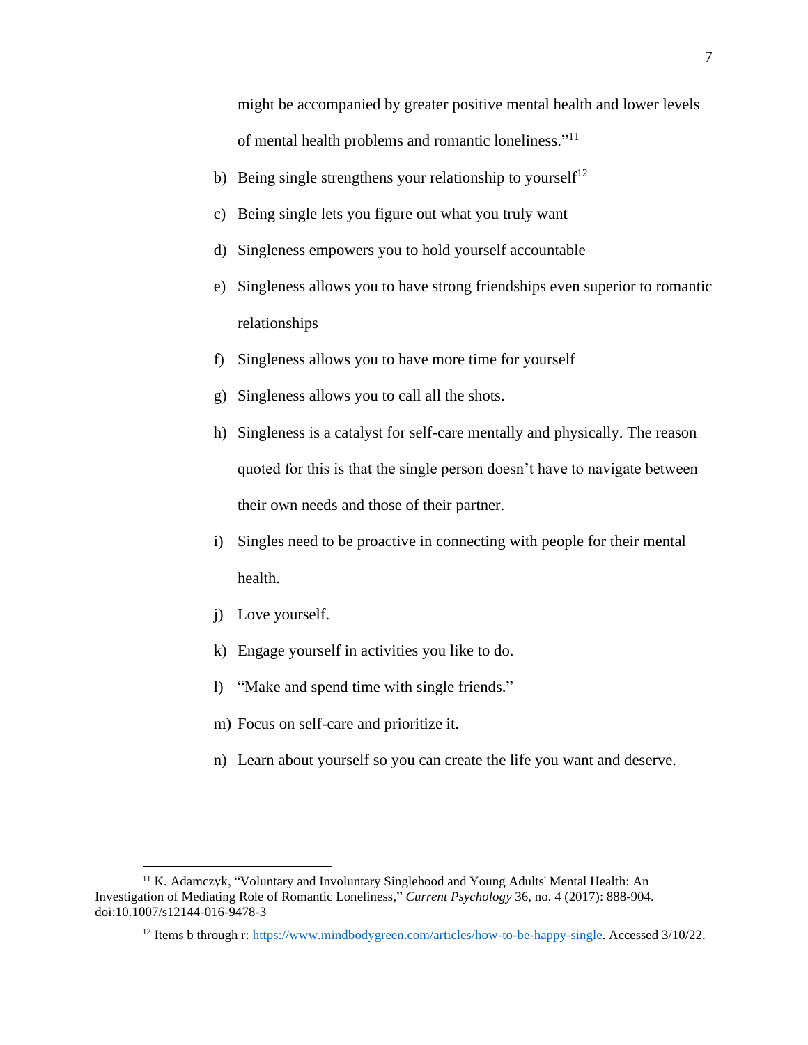might be accompanied by greater positive mental health and lower levels of mental health problems and romantic loneliness."[11]

b) Being single strengthens your relationship to yourself[12]

c) Being single lets you figure out what you truly want

d) Singleness empowers you to hold yourself accountable

e) Singleness allows you to have strong friendships even superior to romantic relationships

f) Singleness allows you to have more time for yourself

g) Singleness allows you to call all the shots.

h) Singleness is a catalyst for self-care mentally and physically. The reason quoted for this is that the single person doesn't have to navigate between their own needs and those of their partner.

i) Singles need to be proactive in connecting with people for their mental health.

j) Love yourself.

k) Engage yourself in activities you like to do.

l) "Make and spend time with single friends."

m) Focus on self-care and prioritize it.

n) Learn about yourself so you can create the life you want and deserve.

---

[11] K. Adamczyk, "Voluntary and Involuntary Singlehood and Young Adults' Mental Health: An Investigation of Mediating Role of Romantic Loneliness," *Current Psychology* 36, no. 4 (2017): 888-904. doi:10.1007/s12144-016-9478-3

[12] Items b through r: https://www.mindbodygreen.com/articles/how-to-be-happy-single. Accessed 3/10/22.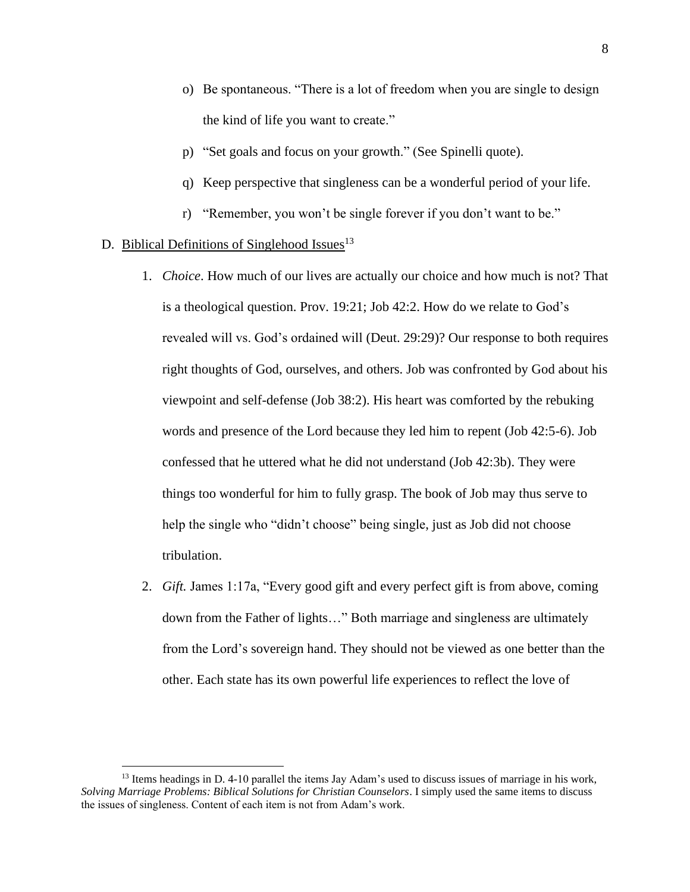o) Be spontaneous. “There is a lot of freedom when you are single to design the kind of life you want to create.”

p) “Set goals and focus on your growth.” (See Spinelli quote).

q) Keep perspective that singleness can be a wonderful period of your life.

r) “Remember, you won’t be single forever if you don’t want to be.”

D. <u>Biblical Definitions of Singlehood Issues</u>[13]

1. *Choice*. How much of our lives are actually our choice and how much is not? That is a theological question. Prov. 19:21; Job 42:2. How do we relate to God’s revealed will vs. God’s ordained will (Deut. 29:29)? Our response to both requires right thoughts of God, ourselves, and others. Job was confronted by God about his viewpoint and self-defense (Job 38:2). His heart was comforted by the rebuking words and presence of the Lord because they led him to repent (Job 42:5-6). Job confessed that he uttered what he did not understand (Job 42:3b). They were things too wonderful for him to fully grasp. The book of Job may thus serve to help the single who “didn’t choose” being single, just as Job did not choose tribulation.

2. *Gift.* James 1:17a, “Every good gift and every perfect gift is from above, coming down from the Father of lights…” Both marriage and singleness are ultimately from the Lord’s sovereign hand. They should not be viewed as one better than the other. Each state has its own powerful life experiences to reflect the love of

[13] Items headings in D. 4-10 parallel the items Jay Adam’s used to discuss issues of marriage in his work, *Solving Marriage Problems: Biblical Solutions for Christian Counselors*. I simply used the same items to discuss the issues of singleness. Content of each item is not from Adam’s work.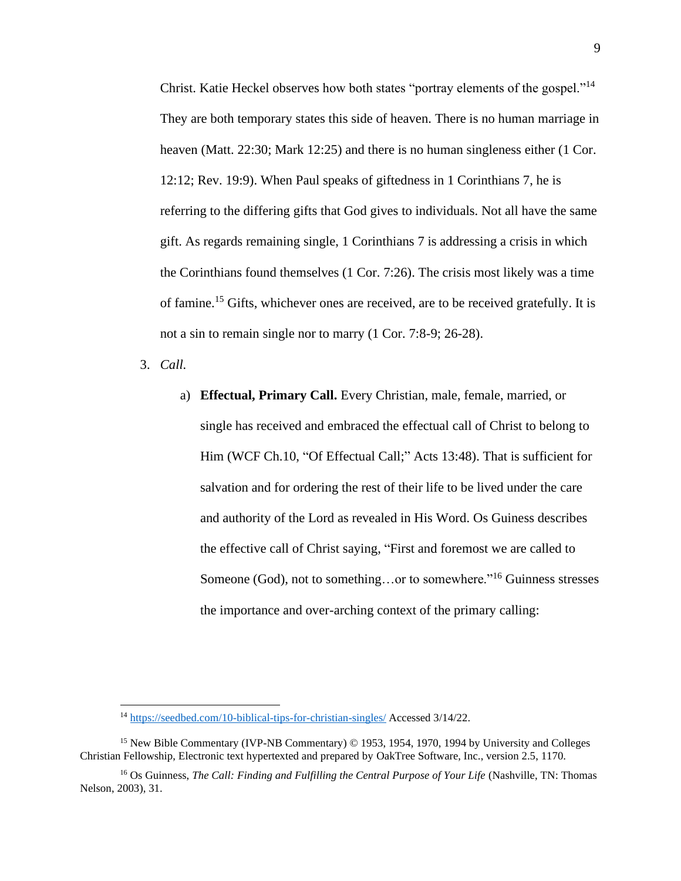Christ. Katie Heckel observes how both states "portray elements of the gospel."[14] They are both temporary states this side of heaven. There is no human marriage in heaven (Matt. 22:30; Mark 12:25) and there is no human singleness either (1 Cor. 12:12; Rev. 19:9). When Paul speaks of giftedness in 1 Corinthians 7, he is referring to the differing gifts that God gives to individuals. Not all have the same gift. As regards remaining single, 1 Corinthians 7 is addressing a crisis in which the Corinthians found themselves (1 Cor. 7:26). The crisis most likely was a time of famine.[15] Gifts, whichever ones are received, are to be received gratefully. It is not a sin to remain single nor to marry (1 Cor. 7:8-9; 26-28).

3. *Call.*

   a) **Effectual, Primary Call.** Every Christian, male, female, married, or single has received and embraced the effectual call of Christ to belong to Him (WCF Ch.10, "Of Effectual Call;" Acts 13:48). That is sufficient for salvation and for ordering the rest of their life to be lived under the care and authority of the Lord as revealed in His Word. Os Guiness describes the effective call of Christ saying, "First and foremost we are called to Someone (God), not to something…or to somewhere."[16] Guinness stresses the importance and over-arching context of the primary calling:

---

[14] https://seedbed.com/10-biblical-tips-for-christian-singles/ Accessed 3/14/22.

[15] New Bible Commentary (IVP-NB Commentary) © 1953, 1954, 1970, 1994 by University and Colleges Christian Fellowship, Electronic text hypertexted and prepared by OakTree Software, Inc., version 2.5, 1170.

[16] Os Guinness, *The Call: Finding and Fulfilling the Central Purpose of Your Life* (Nashville, TN: Thomas Nelson, 2003), 31.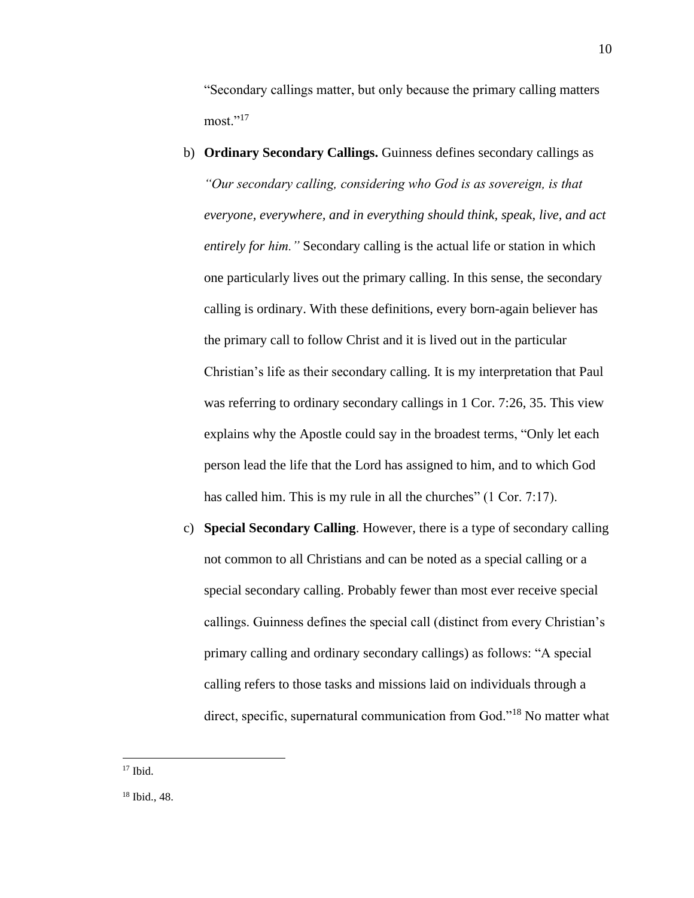"Secondary callings matter, but only because the primary calling matters most."[17]

b) **Ordinary Secondary Callings.** Guinness defines secondary callings as *"Our secondary calling, considering who God is as sovereign, is that everyone, everywhere, and in everything should think, speak, live, and act entirely for him."* Secondary calling is the actual life or station in which one particularly lives out the primary calling. In this sense, the secondary calling is ordinary. With these definitions, every born-again believer has the primary call to follow Christ and it is lived out in the particular Christian's life as their secondary calling. It is my interpretation that Paul was referring to ordinary secondary callings in 1 Cor. 7:26, 35. This view explains why the Apostle could say in the broadest terms, "Only let each person lead the life that the Lord has assigned to him, and to which God has called him. This is my rule in all the churches" (1 Cor. 7:17).

c) **Special Secondary Calling**. However, there is a type of secondary calling not common to all Christians and can be noted as a special calling or a special secondary calling. Probably fewer than most ever receive special callings. Guinness defines the special call (distinct from every Christian's primary calling and ordinary secondary callings) as follows: "A special calling refers to those tasks and missions laid on individuals through a direct, specific, supernatural communication from God."[18] No matter what

---

[17] Ibid.

[18] Ibid., 48.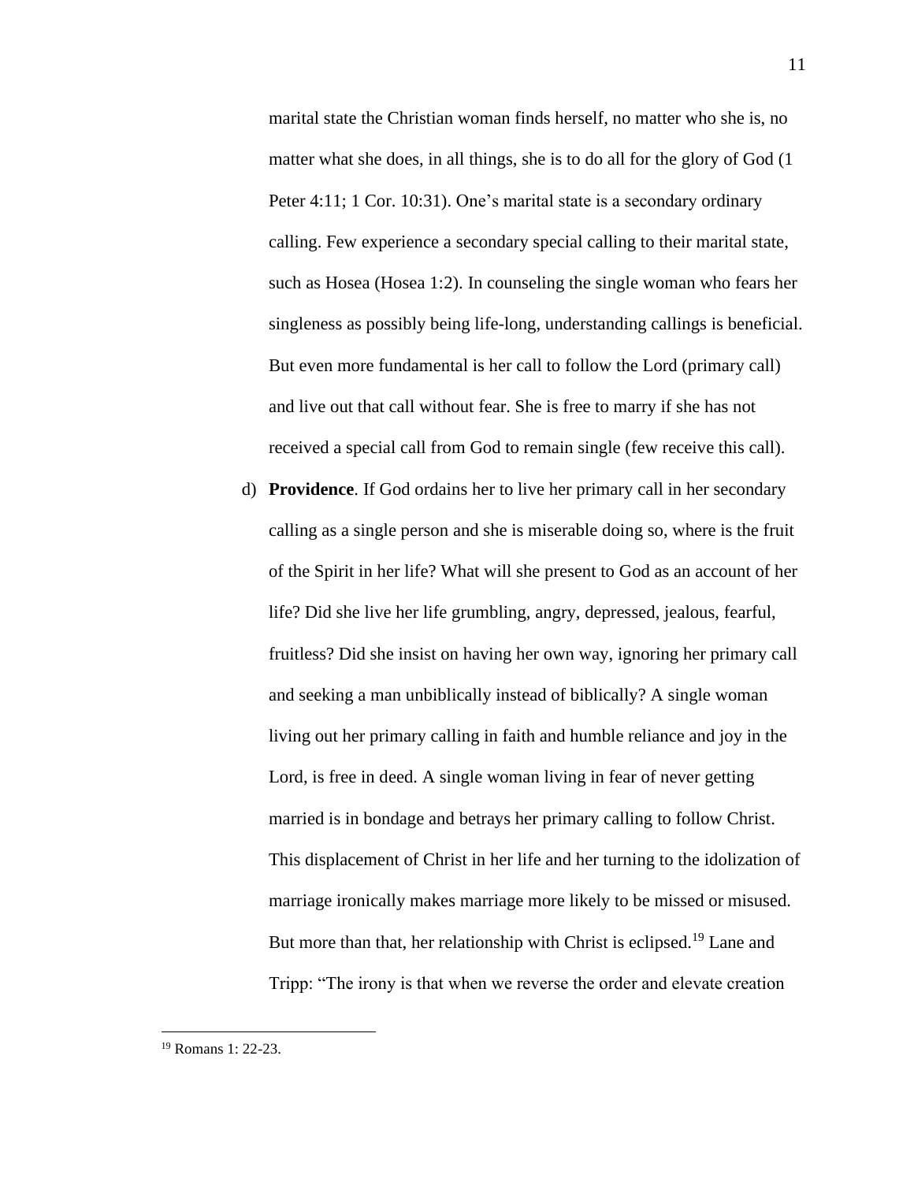marital state the Christian woman finds herself, no matter who she is, no matter what she does, in all things, she is to do all for the glory of God (1 Peter 4:11; 1 Cor. 10:31). One's marital state is a secondary ordinary calling. Few experience a secondary special calling to their marital state, such as Hosea (Hosea 1:2). In counseling the single woman who fears her singleness as possibly being life-long, understanding callings is beneficial. But even more fundamental is her call to follow the Lord (primary call) and live out that call without fear. She is free to marry if she has not received a special call from God to remain single (few receive this call).

d) **Providence**. If God ordains her to live her primary call in her secondary calling as a single person and she is miserable doing so, where is the fruit of the Spirit in her life? What will she present to God as an account of her life? Did she live her life grumbling, angry, depressed, jealous, fearful, fruitless? Did she insist on having her own way, ignoring her primary call and seeking a man unbiblically instead of biblically? A single woman living out her primary calling in faith and humble reliance and joy in the Lord, is free in deed. A single woman living in fear of never getting married is in bondage and betrays her primary calling to follow Christ. This displacement of Christ in her life and her turning to the idolization of marriage ironically makes marriage more likely to be missed or misused. But more than that, her relationship with Christ is eclipsed.[19] Lane and Tripp: "The irony is that when we reverse the order and elevate creation

[19] Romans 1: 22-23.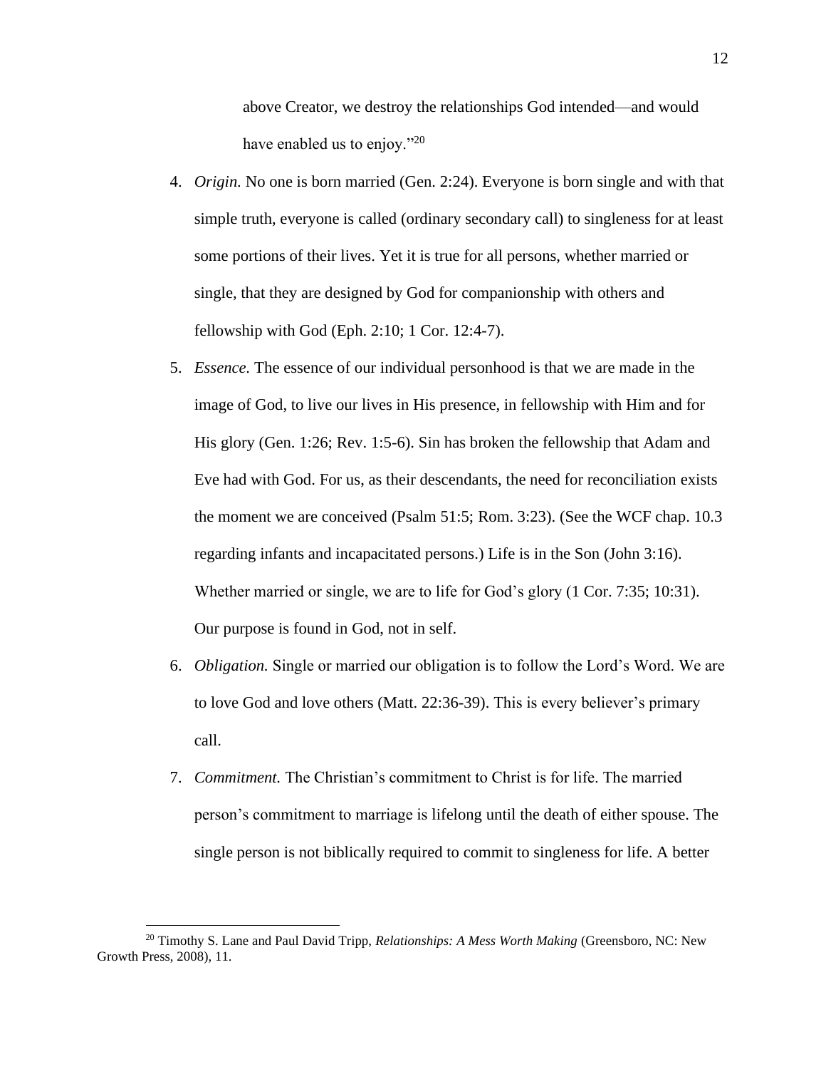above Creator, we destroy the relationships God intended—and would have enabled us to enjoy."[20]

4. *Origin.* No one is born married (Gen. 2:24). Everyone is born single and with that simple truth, everyone is called (ordinary secondary call) to singleness for at least some portions of their lives. Yet it is true for all persons, whether married or single, that they are designed by God for companionship with others and fellowship with God (Eph. 2:10; 1 Cor. 12:4-7).
5. *Essence.* The essence of our individual personhood is that we are made in the image of God, to live our lives in His presence, in fellowship with Him and for His glory (Gen. 1:26; Rev. 1:5-6). Sin has broken the fellowship that Adam and Eve had with God. For us, as their descendants, the need for reconciliation exists the moment we are conceived (Psalm 51:5; Rom. 3:23). (See the WCF chap. 10.3 regarding infants and incapacitated persons.) Life is in the Son (John 3:16). Whether married or single, we are to life for God's glory (1 Cor. 7:35; 10:31). Our purpose is found in God, not in self.
6. *Obligation.* Single or married our obligation is to follow the Lord's Word. We are to love God and love others (Matt. 22:36-39). This is every believer's primary call.
7. *Commitment.* The Christian's commitment to Christ is for life. The married person's commitment to marriage is lifelong until the death of either spouse. The single person is not biblically required to commit to singleness for life. A better

[20] Timothy S. Lane and Paul David Tripp, *Relationships: A Mess Worth Making* (Greensboro, NC: New Growth Press, 2008), 11.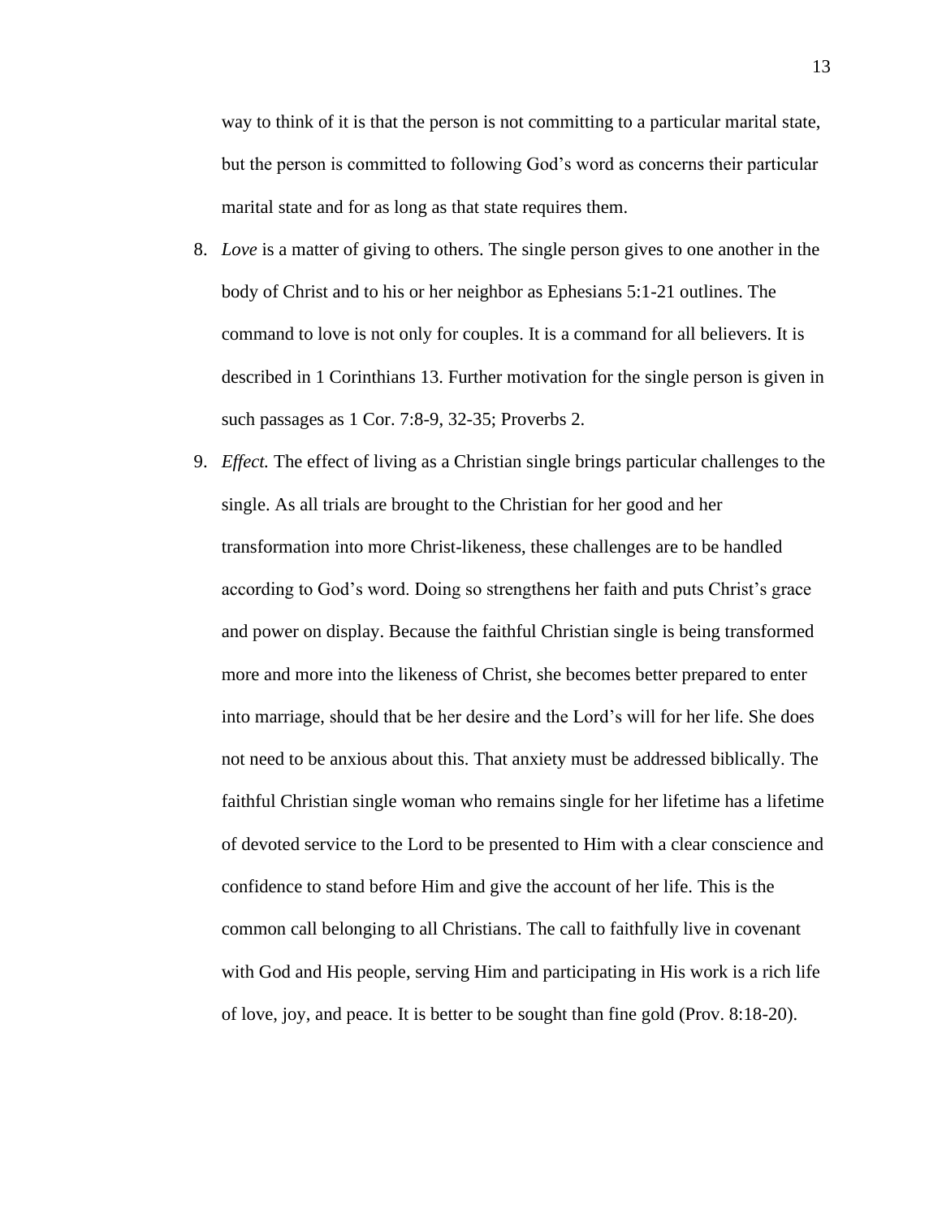way to think of it is that the person is not committing to a particular marital state, but the person is committed to following God's word as concerns their particular marital state and for as long as that state requires them.

8. *Love* is a matter of giving to others. The single person gives to one another in the body of Christ and to his or her neighbor as Ephesians 5:1-21 outlines. The command to love is not only for couples. It is a command for all believers. It is described in 1 Corinthians 13. Further motivation for the single person is given in such passages as 1 Cor. 7:8-9, 32-35; Proverbs 2.

9. *Effect.* The effect of living as a Christian single brings particular challenges to the single. As all trials are brought to the Christian for her good and her transformation into more Christ-likeness, these challenges are to be handled according to God's word. Doing so strengthens her faith and puts Christ's grace and power on display. Because the faithful Christian single is being transformed more and more into the likeness of Christ, she becomes better prepared to enter into marriage, should that be her desire and the Lord's will for her life. She does not need to be anxious about this. That anxiety must be addressed biblically. The faithful Christian single woman who remains single for her lifetime has a lifetime of devoted service to the Lord to be presented to Him with a clear conscience and confidence to stand before Him and give the account of her life. This is the common call belonging to all Christians. The call to faithfully live in covenant with God and His people, serving Him and participating in His work is a rich life of love, joy, and peace. It is better to be sought than fine gold (Prov. 8:18-20).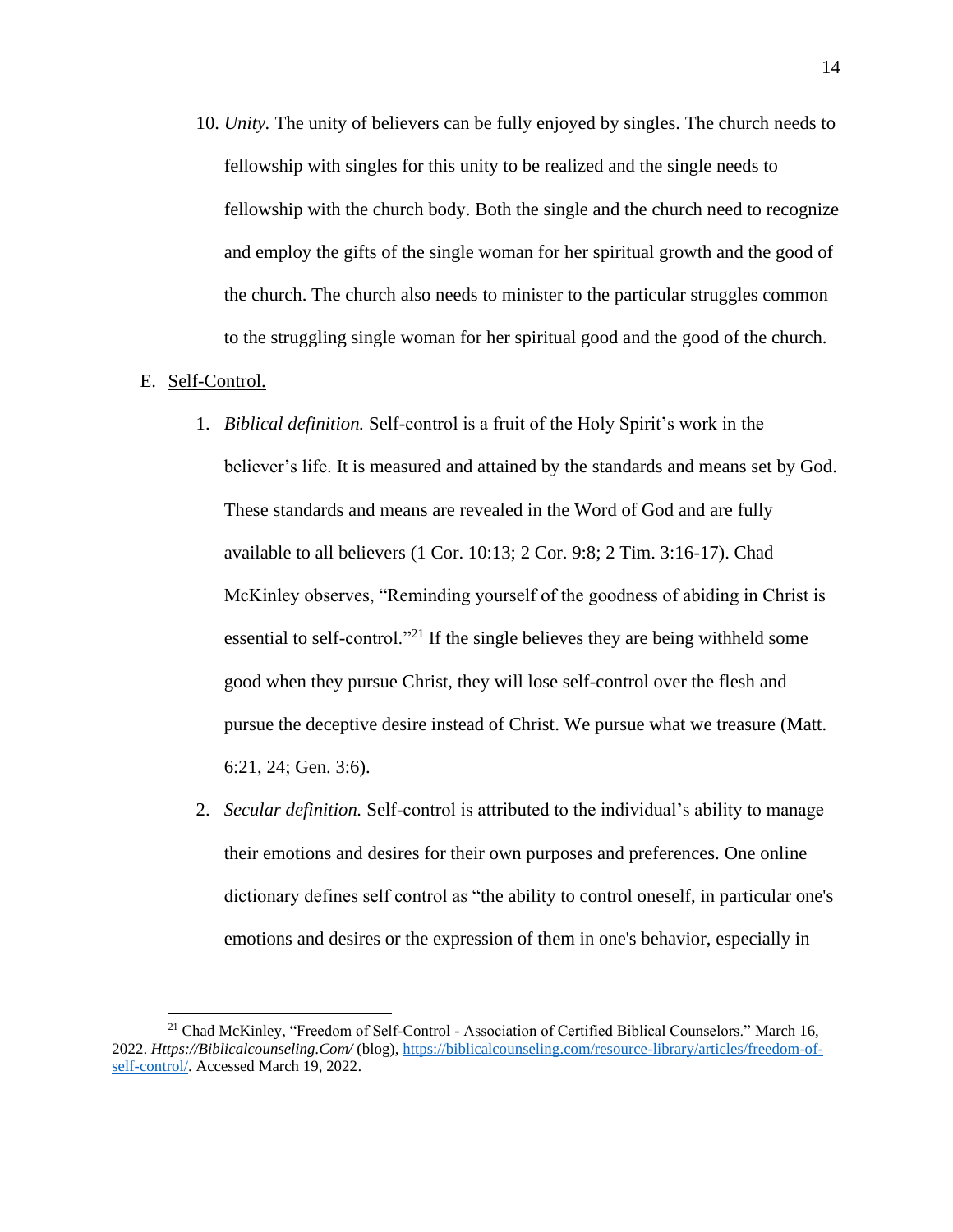10. *Unity.* The unity of believers can be fully enjoyed by singles. The church needs to fellowship with singles for this unity to be realized and the single needs to fellowship with the church body. Both the single and the church need to recognize and employ the gifts of the single woman for her spiritual growth and the good of the church. The church also needs to minister to the particular struggles common to the struggling single woman for her spiritual good and the good of the church.

E. Self-Control.

1. *Biblical definition.* Self-control is a fruit of the Holy Spirit's work in the believer's life. It is measured and attained by the standards and means set by God. These standards and means are revealed in the Word of God and are fully available to all believers (1 Cor. 10:13; 2 Cor. 9:8; 2 Tim. 3:16-17). Chad McKinley observes, "Reminding yourself of the goodness of abiding in Christ is essential to self-control."[21] If the single believes they are being withheld some good when they pursue Christ, they will lose self-control over the flesh and pursue the deceptive desire instead of Christ. We pursue what we treasure (Matt. 6:21, 24; Gen. 3:6).

2. *Secular definition.* Self-control is attributed to the individual's ability to manage their emotions and desires for their own purposes and preferences. One online dictionary defines self control as "the ability to control oneself, in particular one's emotions and desires or the expression of them in one's behavior, especially in

---

[21] Chad McKinley, "Freedom of Self-Control - Association of Certified Biblical Counselors." March 16, 2022. *Https://Biblicalcounseling.Com/* (blog), https://biblicalcounseling.com/resource-library/articles/freedom-of-self-control/. Accessed March 19, 2022.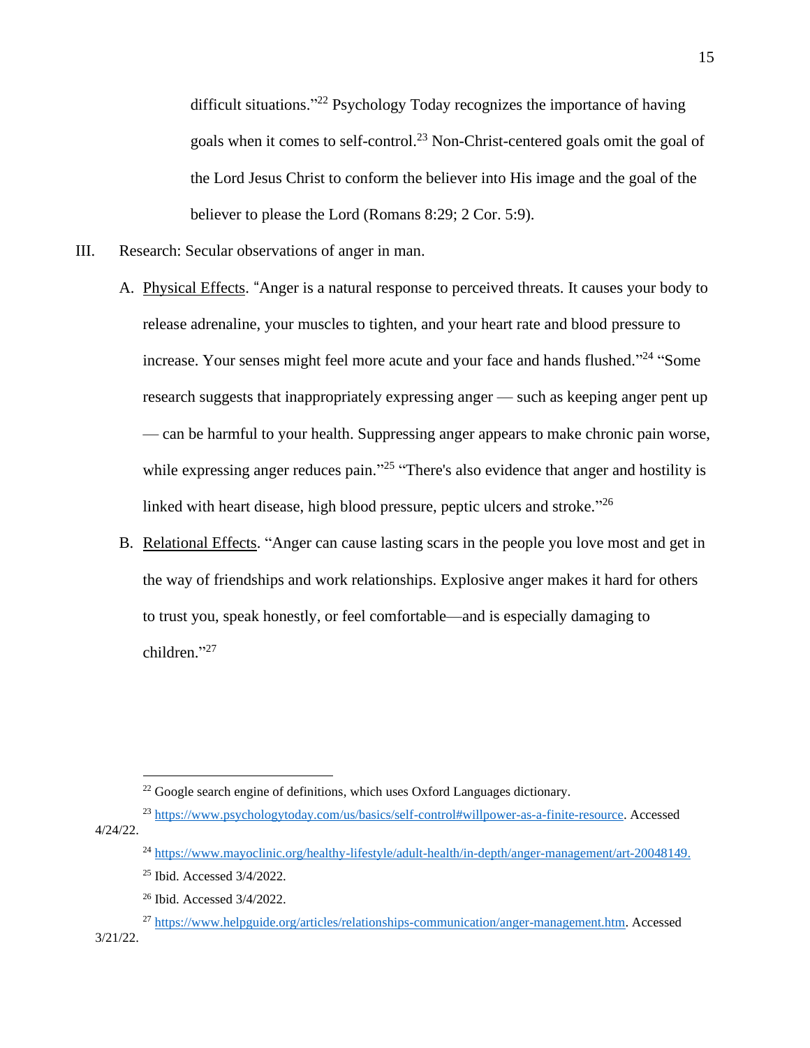difficult situations."[22] Psychology Today recognizes the importance of having goals when it comes to self-control.[23] Non-Christ-centered goals omit the goal of the Lord Jesus Christ to conform the believer into His image and the goal of the believer to please the Lord (Romans 8:29; 2 Cor. 5:9).

III. Research: Secular observations of anger in man.

A. Physical Effects. "Anger is a natural response to perceived threats. It causes your body to release adrenaline, your muscles to tighten, and your heart rate and blood pressure to increase. Your senses might feel more acute and your face and hands flushed."[24] "Some research suggests that inappropriately expressing anger — such as keeping anger pent up — can be harmful to your health. Suppressing anger appears to make chronic pain worse, while expressing anger reduces pain."[25] "There's also evidence that anger and hostility is linked with heart disease, high blood pressure, peptic ulcers and stroke."[26]

B. Relational Effects. "Anger can cause lasting scars in the people you love most and get in the way of friendships and work relationships. Explosive anger makes it hard for others to trust you, speak honestly, or feel comfortable—and is especially damaging to children."[27]

---

[22] Google search engine of definitions, which uses Oxford Languages dictionary.

[23] https://www.psychologytoday.com/us/basics/self-control#willpower-as-a-finite-resource. Accessed 4/24/22.

[24] https://www.mayoclinic.org/healthy-lifestyle/adult-health/in-depth/anger-management/art-20048149.

[25] Ibid. Accessed 3/4/2022.

[26] Ibid. Accessed 3/4/2022.

[27] https://www.helpguide.org/articles/relationships-communication/anger-management.htm. Accessed 3/21/22.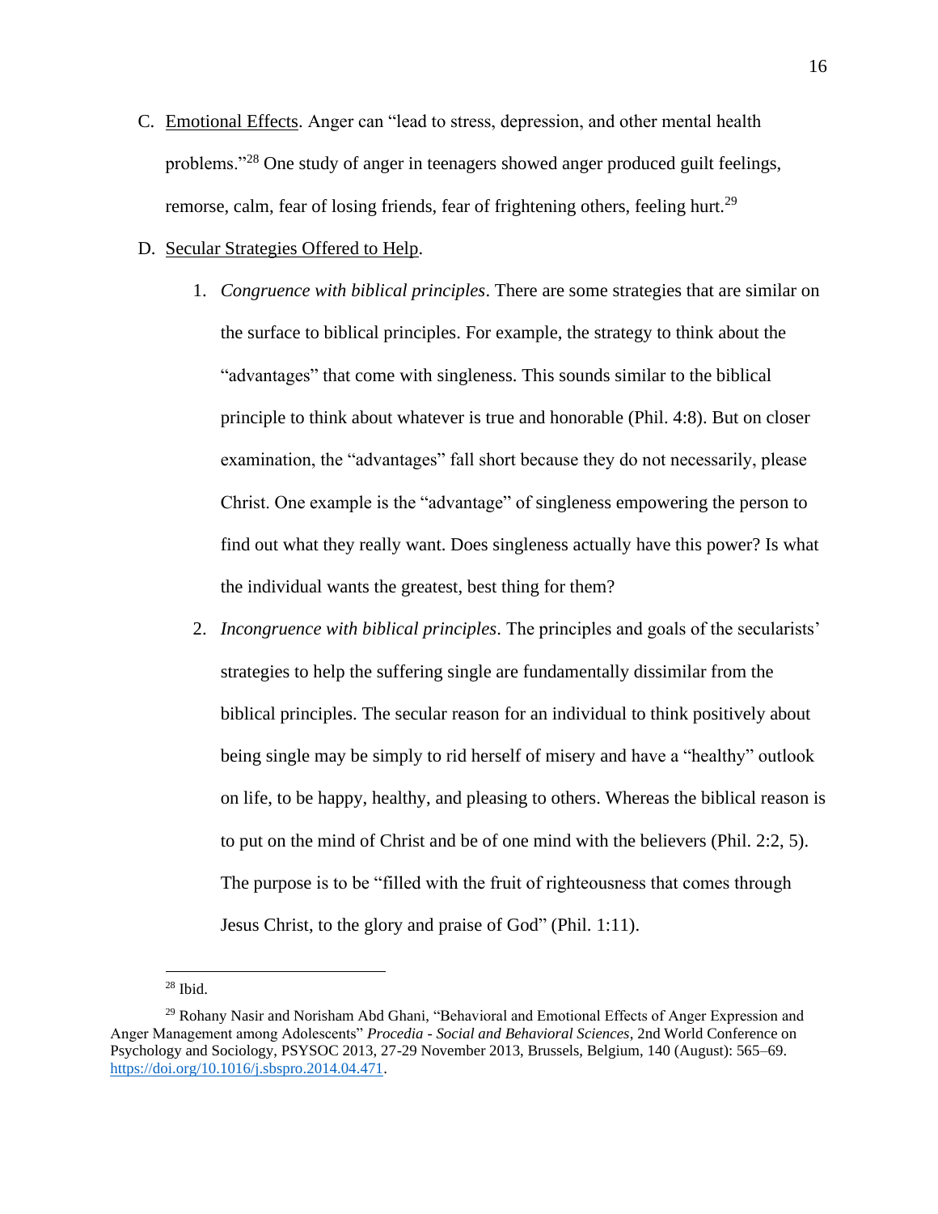C. Emotional Effects. Anger can "lead to stress, depression, and other mental health problems."[28] One study of anger in teenagers showed anger produced guilt feelings, remorse, calm, fear of losing friends, fear of frightening others, feeling hurt.[29]

D. Secular Strategies Offered to Help.

1. *Congruence with biblical principles*. There are some strategies that are similar on the surface to biblical principles. For example, the strategy to think about the "advantages" that come with singleness. This sounds similar to the biblical principle to think about whatever is true and honorable (Phil. 4:8). But on closer examination, the "advantages" fall short because they do not necessarily, please Christ. One example is the "advantage" of singleness empowering the person to find out what they really want. Does singleness actually have this power? Is what the individual wants the greatest, best thing for them?

2. *Incongruence with biblical principles*. The principles and goals of the secularists' strategies to help the suffering single are fundamentally dissimilar from the biblical principles. The secular reason for an individual to think positively about being single may be simply to rid herself of misery and have a "healthy" outlook on life, to be happy, healthy, and pleasing to others. Whereas the biblical reason is to put on the mind of Christ and be of one mind with the believers (Phil. 2:2, 5). The purpose is to be "filled with the fruit of righteousness that comes through Jesus Christ, to the glory and praise of God" (Phil. 1:11).

---

[28] Ibid.

[29] Rohany Nasir and Norisham Abd Ghani, "Behavioral and Emotional Effects of Anger Expression and Anger Management among Adolescents" *Procedia - Social and Behavioral Sciences*, 2nd World Conference on Psychology and Sociology, PSYSOC 2013, 27-29 November 2013, Brussels, Belgium, 140 (August): 565–69. https://doi.org/10.1016/j.sbspro.2014.04.471.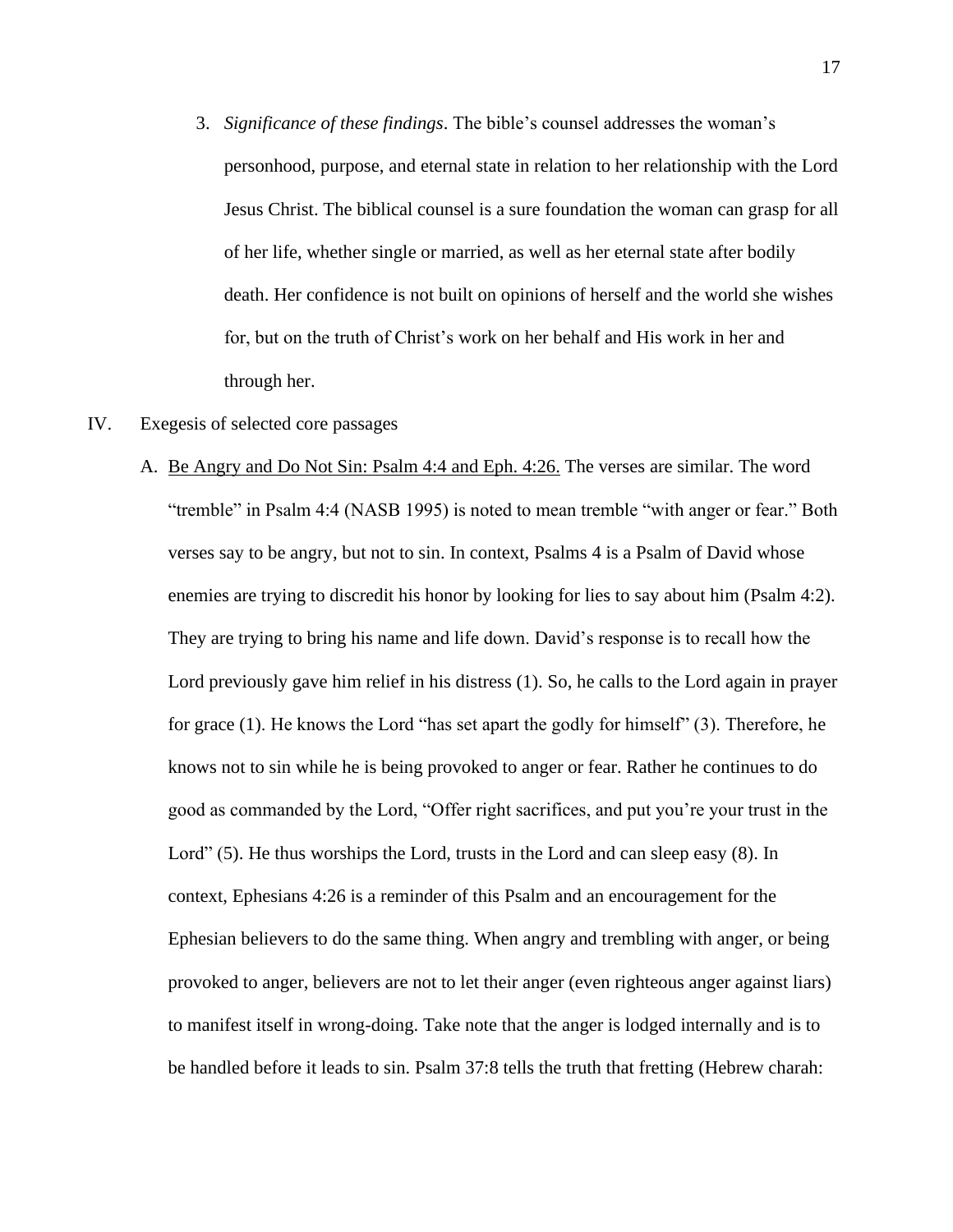3. *Significance of these findings*. The bible's counsel addresses the woman's personhood, purpose, and eternal state in relation to her relationship with the Lord Jesus Christ. The biblical counsel is a sure foundation the woman can grasp for all of her life, whether single or married, as well as her eternal state after bodily death. Her confidence is not built on opinions of herself and the world she wishes for, but on the truth of Christ's work on her behalf and His work in her and through her.

IV. Exegesis of selected core passages

A. <u>Be Angry and Do Not Sin: Psalm 4:4 and Eph. 4:26.</u> The verses are similar. The word "tremble" in Psalm 4:4 (NASB 1995) is noted to mean tremble "with anger or fear." Both verses say to be angry, but not to sin. In context, Psalms 4 is a Psalm of David whose enemies are trying to discredit his honor by looking for lies to say about him (Psalm 4:2). They are trying to bring his name and life down. David's response is to recall how the Lord previously gave him relief in his distress (1). So, he calls to the Lord again in prayer for grace (1). He knows the Lord "has set apart the godly for himself" (3). Therefore, he knows not to sin while he is being provoked to anger or fear. Rather he continues to do good as commanded by the Lord, "Offer right sacrifices, and put you're your trust in the Lord" (5). He thus worships the Lord, trusts in the Lord and can sleep easy (8). In context, Ephesians 4:26 is a reminder of this Psalm and an encouragement for the Ephesian believers to do the same thing. When angry and trembling with anger, or being provoked to anger, believers are not to let their anger (even righteous anger against liars) to manifest itself in wrong-doing. Take note that the anger is lodged internally and is to be handled before it leads to sin. Psalm 37:8 tells the truth that fretting (Hebrew charah: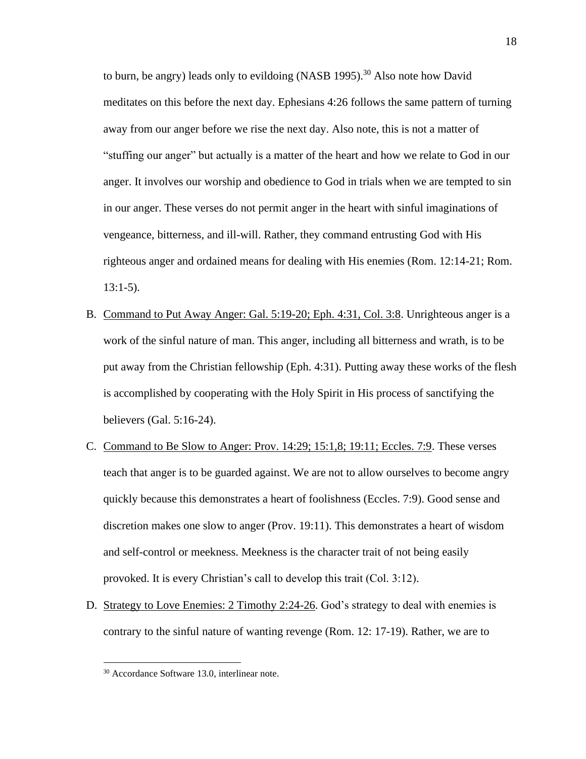to burn, be angry) leads only to evildoing (NASB 1995).[30] Also note how David meditates on this before the next day. Ephesians 4:26 follows the same pattern of turning away from our anger before we rise the next day. Also note, this is not a matter of "stuffing our anger" but actually is a matter of the heart and how we relate to God in our anger. It involves our worship and obedience to God in trials when we are tempted to sin in our anger. These verses do not permit anger in the heart with sinful imaginations of vengeance, bitterness, and ill-will. Rather, they command entrusting God with His righteous anger and ordained means for dealing with His enemies (Rom. 12:14-21; Rom. 13:1-5).

B. <u>Command to Put Away Anger: Gal. 5:19-20; Eph. 4:31, Col. 3:8</u>. Unrighteous anger is a work of the sinful nature of man. This anger, including all bitterness and wrath, is to be put away from the Christian fellowship (Eph. 4:31). Putting away these works of the flesh is accomplished by cooperating with the Holy Spirit in His process of sanctifying the believers (Gal. 5:16-24).

C. <u>Command to Be Slow to Anger: Prov. 14:29; 15:1,8; 19:11; Eccles. 7:9</u>. These verses teach that anger is to be guarded against. We are not to allow ourselves to become angry quickly because this demonstrates a heart of foolishness (Eccles. 7:9). Good sense and discretion makes one slow to anger (Prov. 19:11). This demonstrates a heart of wisdom and self-control or meekness. Meekness is the character trait of not being easily provoked. It is every Christian's call to develop this trait (Col. 3:12).

D. <u>Strategy to Love Enemies: 2 Timothy 2:24-26</u>. God's strategy to deal with enemies is contrary to the sinful nature of wanting revenge (Rom. 12: 17-19). Rather, we are to

---

[30] Accordance Software 13.0, interlinear note.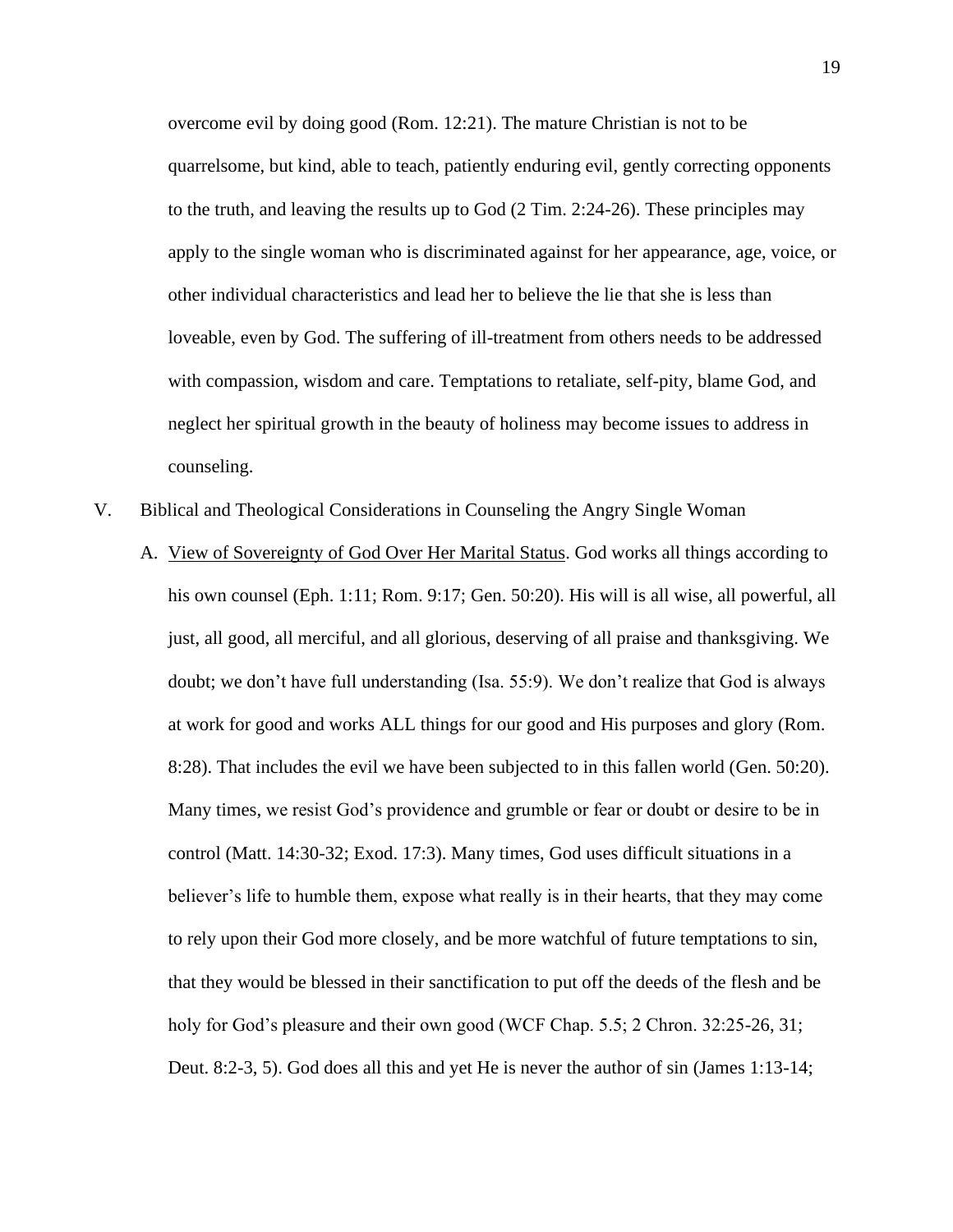overcome evil by doing good (Rom. 12:21). The mature Christian is not to be quarrelsome, but kind, able to teach, patiently enduring evil, gently correcting opponents to the truth, and leaving the results up to God (2 Tim. 2:24-26). These principles may apply to the single woman who is discriminated against for her appearance, age, voice, or other individual characteristics and lead her to believe the lie that she is less than loveable, even by God. The suffering of ill-treatment from others needs to be addressed with compassion, wisdom and care. Temptations to retaliate, self-pity, blame God, and neglect her spiritual growth in the beauty of holiness may become issues to address in counseling.

V. Biblical and Theological Considerations in Counseling the Angry Single Woman

A. View of Sovereignty of God Over Her Marital Status. God works all things according to his own counsel (Eph. 1:11; Rom. 9:17; Gen. 50:20). His will is all wise, all powerful, all just, all good, all merciful, and all glorious, deserving of all praise and thanksgiving. We doubt; we don't have full understanding (Isa. 55:9). We don't realize that God is always at work for good and works ALL things for our good and His purposes and glory (Rom. 8:28). That includes the evil we have been subjected to in this fallen world (Gen. 50:20). Many times, we resist God's providence and grumble or fear or doubt or desire to be in control (Matt. 14:30-32; Exod. 17:3). Many times, God uses difficult situations in a believer's life to humble them, expose what really is in their hearts, that they may come to rely upon their God more closely, and be more watchful of future temptations to sin, that they would be blessed in their sanctification to put off the deeds of the flesh and be holy for God's pleasure and their own good (WCF Chap. 5.5; 2 Chron. 32:25-26, 31; Deut. 8:2-3, 5). God does all this and yet He is never the author of sin (James 1:13-14;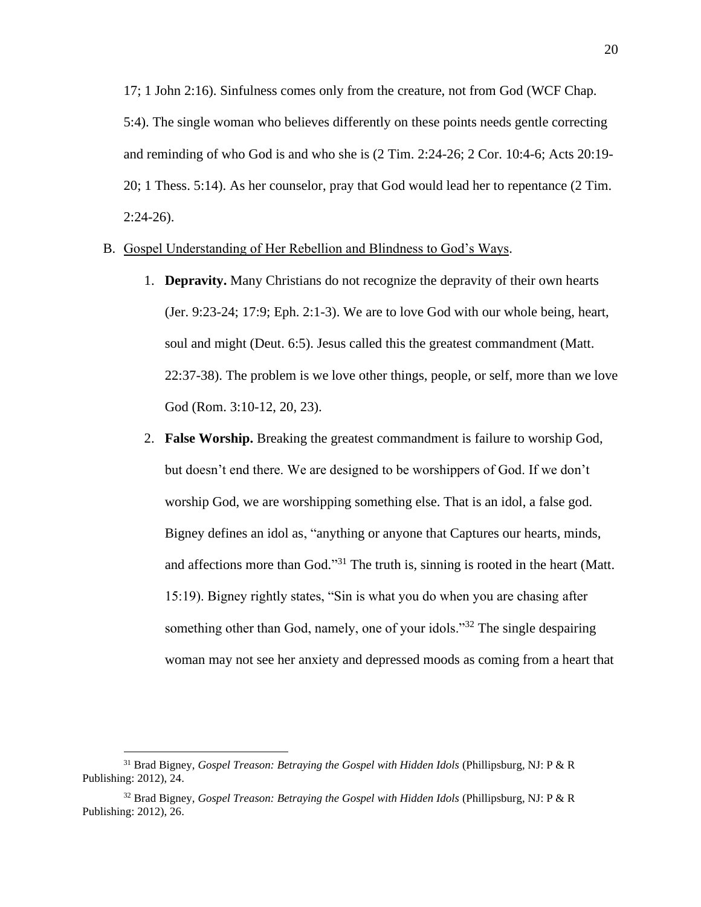17; 1 John 2:16). Sinfulness comes only from the creature, not from God (WCF Chap. 5:4). The single woman who believes differently on these points needs gentle correcting and reminding of who God is and who she is (2 Tim. 2:24-26; 2 Cor. 10:4-6; Acts 20:19-20; 1 Thess. 5:14). As her counselor, pray that God would lead her to repentance (2 Tim. 2:24-26).

B. Gospel Understanding of Her Rebellion and Blindness to God's Ways.

1. **Depravity.** Many Christians do not recognize the depravity of their own hearts (Jer. 9:23-24; 17:9; Eph. 2:1-3). We are to love God with our whole being, heart, soul and might (Deut. 6:5). Jesus called this the greatest commandment (Matt. 22:37-38). The problem is we love other things, people, or self, more than we love God (Rom. 3:10-12, 20, 23).

2. **False Worship.** Breaking the greatest commandment is failure to worship God, but doesn't end there. We are designed to be worshippers of God. If we don't worship God, we are worshipping something else. That is an idol, a false god. Bigney defines an idol as, "anything or anyone that Captures our hearts, minds, and affections more than God."[31] The truth is, sinning is rooted in the heart (Matt. 15:19). Bigney rightly states, "Sin is what you do when you are chasing after something other than God, namely, one of your idols."[32] The single despairing woman may not see her anxiety and depressed moods as coming from a heart that

---

[31] Brad Bigney, *Gospel Treason: Betraying the Gospel with Hidden Idols* (Phillipsburg, NJ: P & R Publishing: 2012), 24.

[32] Brad Bigney, *Gospel Treason: Betraying the Gospel with Hidden Idols* (Phillipsburg, NJ: P & R Publishing: 2012), 26.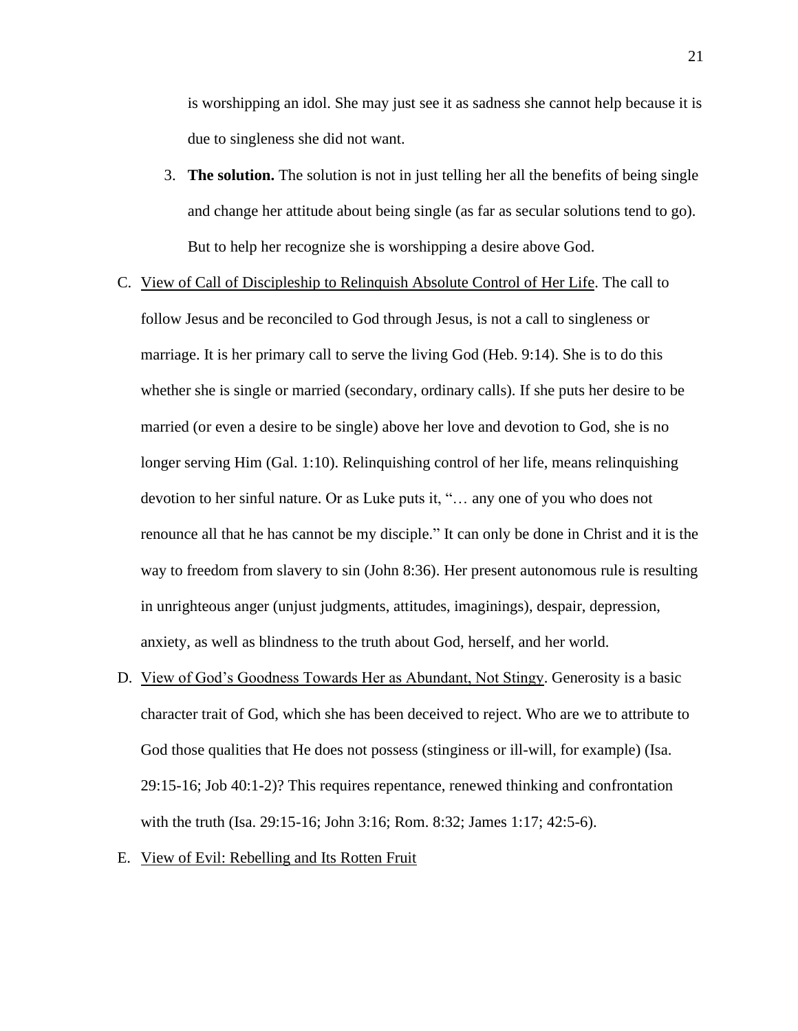is worshipping an idol. She may just see it as sadness she cannot help because it is due to singleness she did not want.

3. **The solution.** The solution is not in just telling her all the benefits of being single and change her attitude about being single (as far as secular solutions tend to go). But to help her recognize she is worshipping a desire above God.

C. View of Call of Discipleship to Relinquish Absolute Control of Her Life. The call to follow Jesus and be reconciled to God through Jesus, is not a call to singleness or marriage. It is her primary call to serve the living God (Heb. 9:14). She is to do this whether she is single or married (secondary, ordinary calls). If she puts her desire to be married (or even a desire to be single) above her love and devotion to God, she is no longer serving Him (Gal. 1:10). Relinquishing control of her life, means relinquishing devotion to her sinful nature. Or as Luke puts it, "… any one of you who does not renounce all that he has cannot be my disciple." It can only be done in Christ and it is the way to freedom from slavery to sin (John 8:36). Her present autonomous rule is resulting in unrighteous anger (unjust judgments, attitudes, imaginings), despair, depression, anxiety, as well as blindness to the truth about God, herself, and her world.

D. View of God's Goodness Towards Her as Abundant, Not Stingy. Generosity is a basic character trait of God, which she has been deceived to reject. Who are we to attribute to God those qualities that He does not possess (stinginess or ill-will, for example) (Isa. 29:15-16; Job 40:1-2)? This requires repentance, renewed thinking and confrontation with the truth (Isa. 29:15-16; John 3:16; Rom. 8:32; James 1:17; 42:5-6).

E. View of Evil: Rebelling and Its Rotten Fruit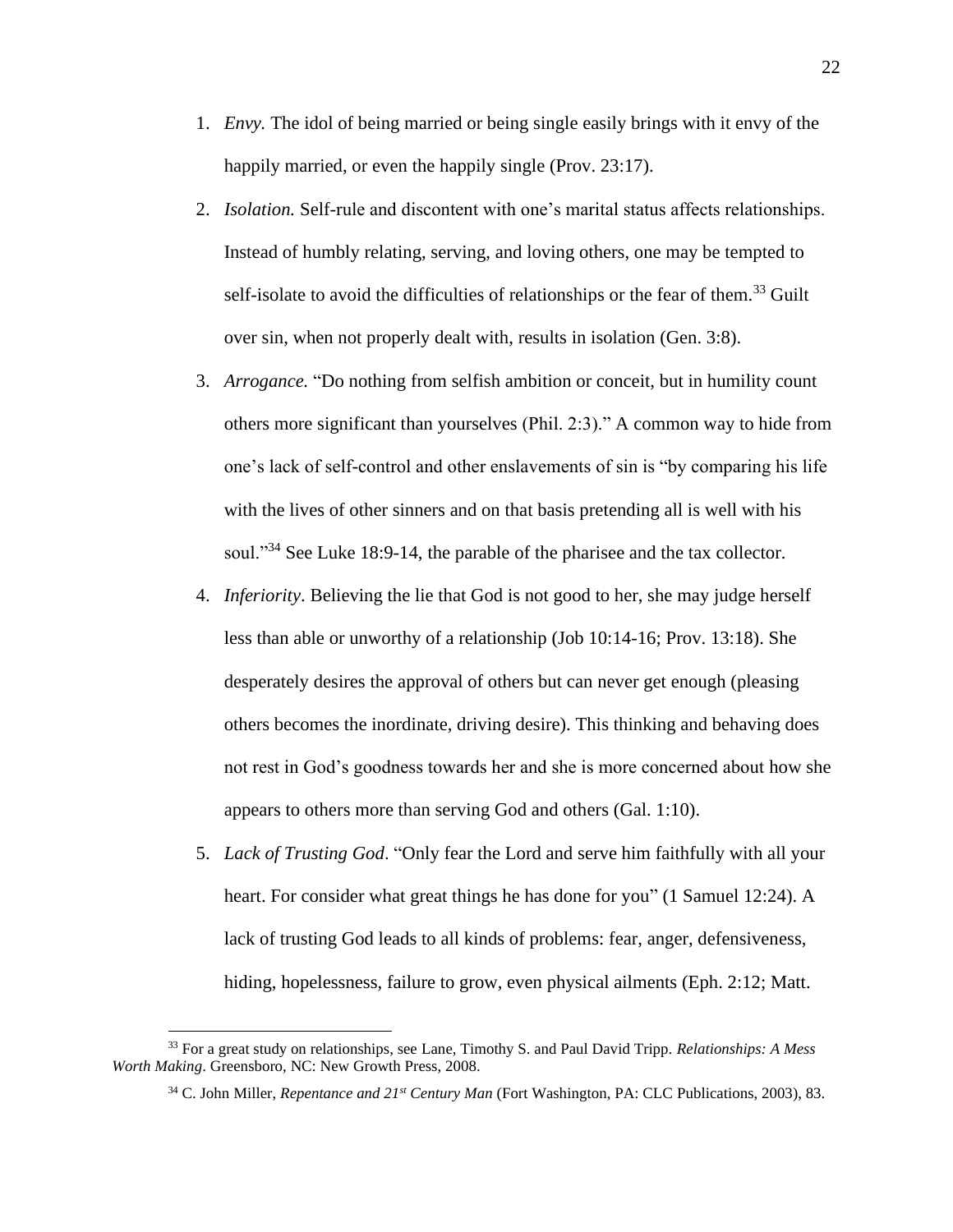1. *Envy.* The idol of being married or being single easily brings with it envy of the happily married, or even the happily single (Prov. 23:17).
2. *Isolation.* Self-rule and discontent with one's marital status affects relationships. Instead of humbly relating, serving, and loving others, one may be tempted to self-isolate to avoid the difficulties of relationships or the fear of them.[33] Guilt over sin, when not properly dealt with, results in isolation (Gen. 3:8).
3. *Arrogance.* "Do nothing from selfish ambition or conceit, but in humility count others more significant than yourselves (Phil. 2:3)." A common way to hide from one's lack of self-control and other enslavements of sin is "by comparing his life with the lives of other sinners and on that basis pretending all is well with his soul."[34] See Luke 18:9-14, the parable of the pharisee and the tax collector.
4. *Inferiority*. Believing the lie that God is not good to her, she may judge herself less than able or unworthy of a relationship (Job 10:14-16; Prov. 13:18). She desperately desires the approval of others but can never get enough (pleasing others becomes the inordinate, driving desire). This thinking and behaving does not rest in God's goodness towards her and she is more concerned about how she appears to others more than serving God and others (Gal. 1:10).
5. *Lack of Trusting God*. "Only fear the Lord and serve him faithfully with all your heart. For consider what great things he has done for you" (1 Samuel 12:24). A lack of trusting God leads to all kinds of problems: fear, anger, defensiveness, hiding, hopelessness, failure to grow, even physical ailments (Eph. 2:12; Matt.

---

[33] For a great study on relationships, see Lane, Timothy S. and Paul David Tripp. *Relationships: A Mess Worth Making*. Greensboro, NC: New Growth Press, 2008.

[34] C. John Miller, *Repentance and 21st Century Man* (Fort Washington, PA: CLC Publications, 2003), 83.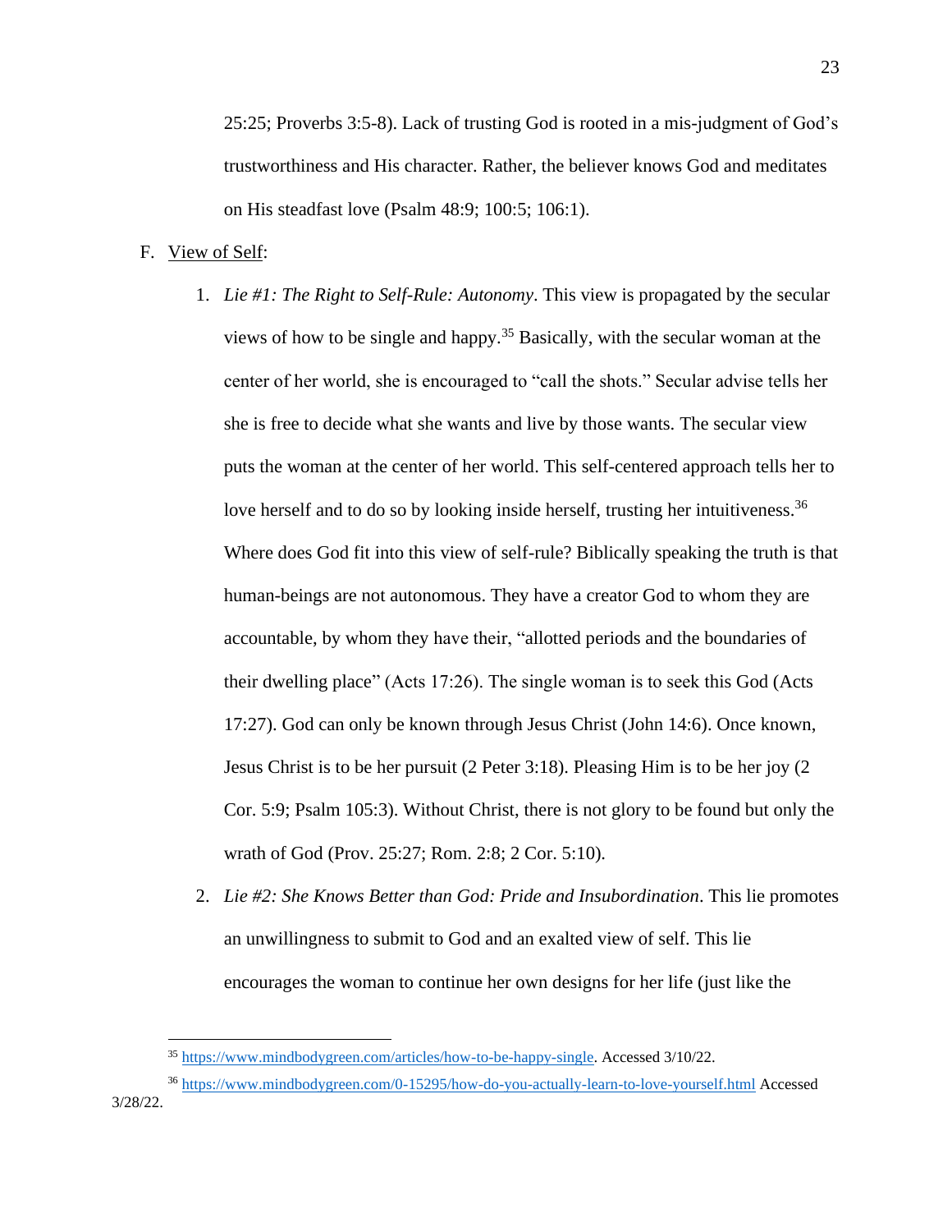25:25; Proverbs 3:5-8). Lack of trusting God is rooted in a mis-judgment of God's trustworthiness and His character. Rather, the believer knows God and meditates on His steadfast love (Psalm 48:9; 100:5; 106:1).

F. <u>View of Self</u>:

1. *Lie #1: The Right to Self-Rule: Autonomy*. This view is propagated by the secular views of how to be single and happy.[35] Basically, with the secular woman at the center of her world, she is encouraged to "call the shots." Secular advise tells her she is free to decide what she wants and live by those wants. The secular view puts the woman at the center of her world. This self-centered approach tells her to love herself and to do so by looking inside herself, trusting her intuitiveness.[36] Where does God fit into this view of self-rule? Biblically speaking the truth is that human-beings are not autonomous. They have a creator God to whom they are accountable, by whom they have their, "allotted periods and the boundaries of their dwelling place" (Acts 17:26). The single woman is to seek this God (Acts 17:27). God can only be known through Jesus Christ (John 14:6). Once known, Jesus Christ is to be her pursuit (2 Peter 3:18). Pleasing Him is to be her joy (2 Cor. 5:9; Psalm 105:3). Without Christ, there is not glory to be found but only the wrath of God (Prov. 25:27; Rom. 2:8; 2 Cor. 5:10).

2. *Lie #2: She Knows Better than God: Pride and Insubordination*. This lie promotes an unwillingness to submit to God and an exalted view of self. This lie encourages the woman to continue her own designs for her life (just like the

---

[35] https://www.mindbodygreen.com/articles/how-to-be-happy-single. Accessed 3/10/22.

[36] https://www.mindbodygreen.com/0-15295/how-do-you-actually-learn-to-love-yourself.html Accessed 3/28/22.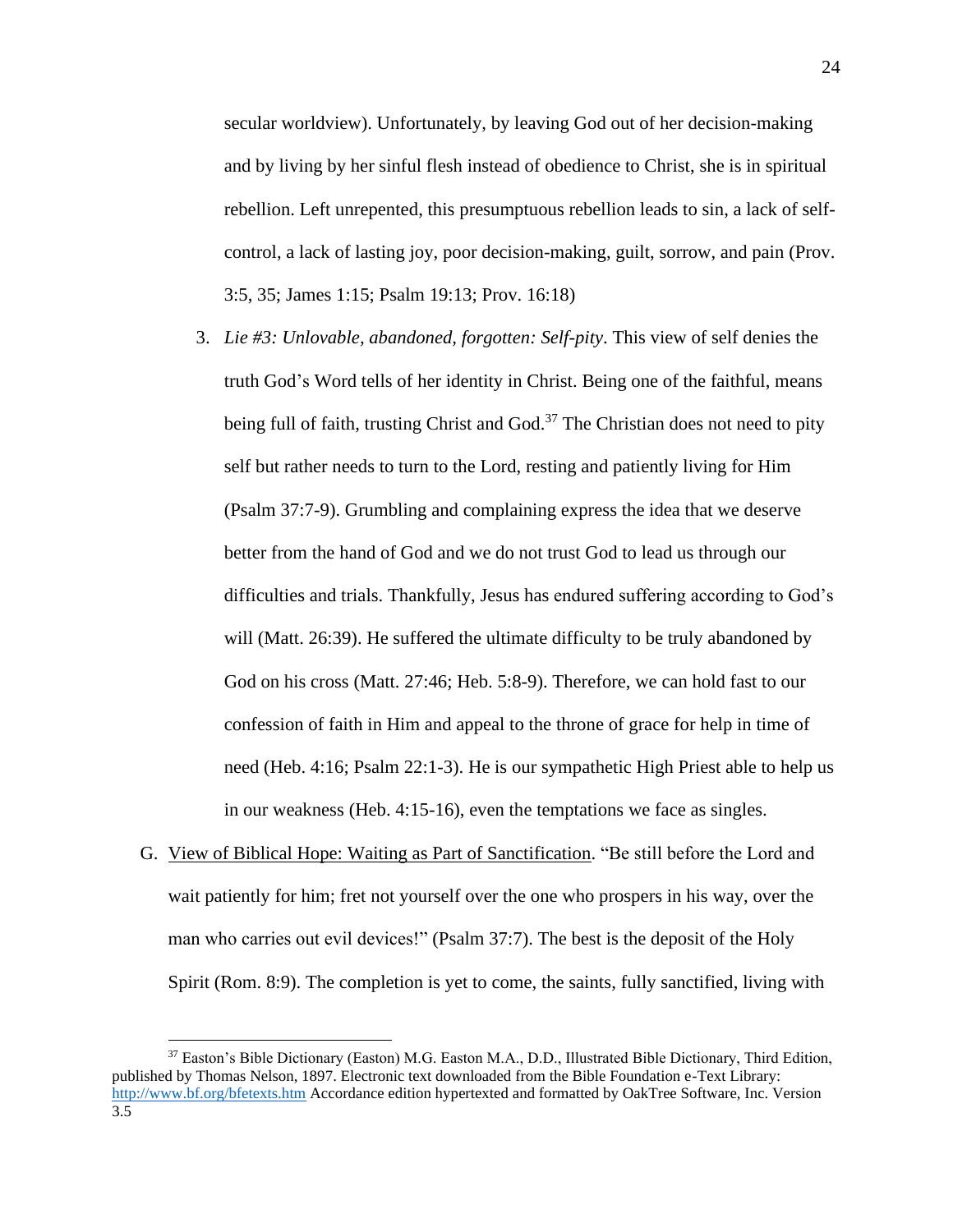secular worldview). Unfortunately, by leaving God out of her decision-making and by living by her sinful flesh instead of obedience to Christ, she is in spiritual rebellion. Left unrepented, this presumptuous rebellion leads to sin, a lack of self-control, a lack of lasting joy, poor decision-making, guilt, sorrow, and pain (Prov. 3:5, 35; James 1:15; Psalm 19:13; Prov. 16:18)

3. *Lie #3: Unlovable, abandoned, forgotten: Self-pity*. This view of self denies the truth God's Word tells of her identity in Christ. Being one of the faithful, means being full of faith, trusting Christ and God.[37] The Christian does not need to pity self but rather needs to turn to the Lord, resting and patiently living for Him (Psalm 37:7-9). Grumbling and complaining express the idea that we deserve better from the hand of God and we do not trust God to lead us through our difficulties and trials. Thankfully, Jesus has endured suffering according to God's will (Matt. 26:39). He suffered the ultimate difficulty to be truly abandoned by God on his cross (Matt. 27:46; Heb. 5:8-9). Therefore, we can hold fast to our confession of faith in Him and appeal to the throne of grace for help in time of need (Heb. 4:16; Psalm 22:1-3). He is our sympathetic High Priest able to help us in our weakness (Heb. 4:15-16), even the temptations we face as singles.

G. <u>View of Biblical Hope: Waiting as Part of Sanctification</u>. "Be still before the Lord and wait patiently for him; fret not yourself over the one who prospers in his way, over the man who carries out evil devices!" (Psalm 37:7). The best is the deposit of the Holy Spirit (Rom. 8:9). The completion is yet to come, the saints, fully sanctified, living with

---

[37] Easton's Bible Dictionary (Easton) M.G. Easton M.A., D.D., Illustrated Bible Dictionary, Third Edition, published by Thomas Nelson, 1897. Electronic text downloaded from the Bible Foundation e-Text Library: http://www.bf.org/bfetexts.htm Accordance edition hypertexted and formatted by OakTree Software, Inc. Version 3.5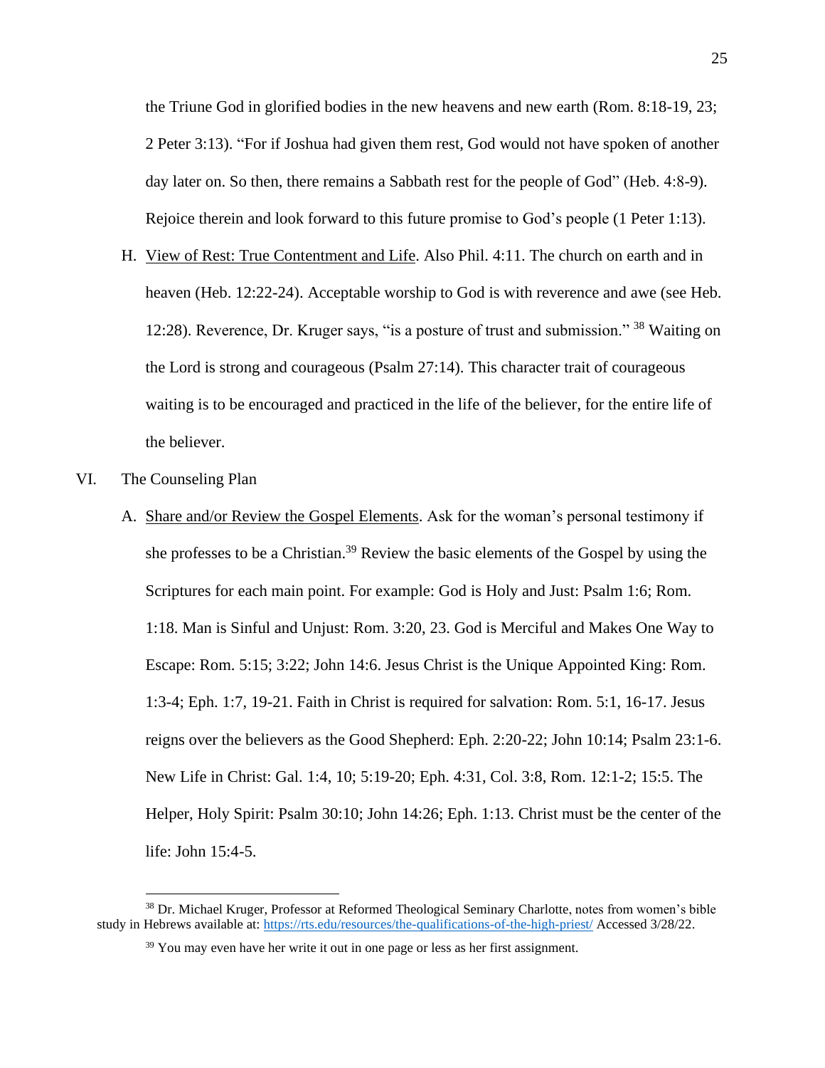the Triune God in glorified bodies in the new heavens and new earth (Rom. 8:18-19, 23; 2 Peter 3:13). "For if Joshua had given them rest, God would not have spoken of another day later on. So then, there remains a Sabbath rest for the people of God" (Heb. 4:8-9). Rejoice therein and look forward to this future promise to God's people (1 Peter 1:13).

H. View of Rest: True Contentment and Life. Also Phil. 4:11. The church on earth and in heaven (Heb. 12:22-24). Acceptable worship to God is with reverence and awe (see Heb. 12:28). Reverence, Dr. Kruger says, "is a posture of trust and submission." [38] Waiting on the Lord is strong and courageous (Psalm 27:14). This character trait of courageous waiting is to be encouraged and practiced in the life of the believer, for the entire life of the believer.

VI. The Counseling Plan

A. Share and/or Review the Gospel Elements. Ask for the woman's personal testimony if she professes to be a Christian.[39] Review the basic elements of the Gospel by using the Scriptures for each main point. For example: God is Holy and Just: Psalm 1:6; Rom. 1:18. Man is Sinful and Unjust: Rom. 3:20, 23. God is Merciful and Makes One Way to Escape: Rom. 5:15; 3:22; John 14:6. Jesus Christ is the Unique Appointed King: Rom. 1:3-4; Eph. 1:7, 19-21. Faith in Christ is required for salvation: Rom. 5:1, 16-17. Jesus reigns over the believers as the Good Shepherd: Eph. 2:20-22; John 10:14; Psalm 23:1-6. New Life in Christ: Gal. 1:4, 10; 5:19-20; Eph. 4:31, Col. 3:8, Rom. 12:1-2; 15:5. The Helper, Holy Spirit: Psalm 30:10; John 14:26; Eph. 1:13. Christ must be the center of the life: John 15:4-5.

---

[38] Dr. Michael Kruger, Professor at Reformed Theological Seminary Charlotte, notes from women's bible study in Hebrews available at: https://rts.edu/resources/the-qualifications-of-the-high-priest/ Accessed 3/28/22.

[39] You may even have her write it out in one page or less as her first assignment.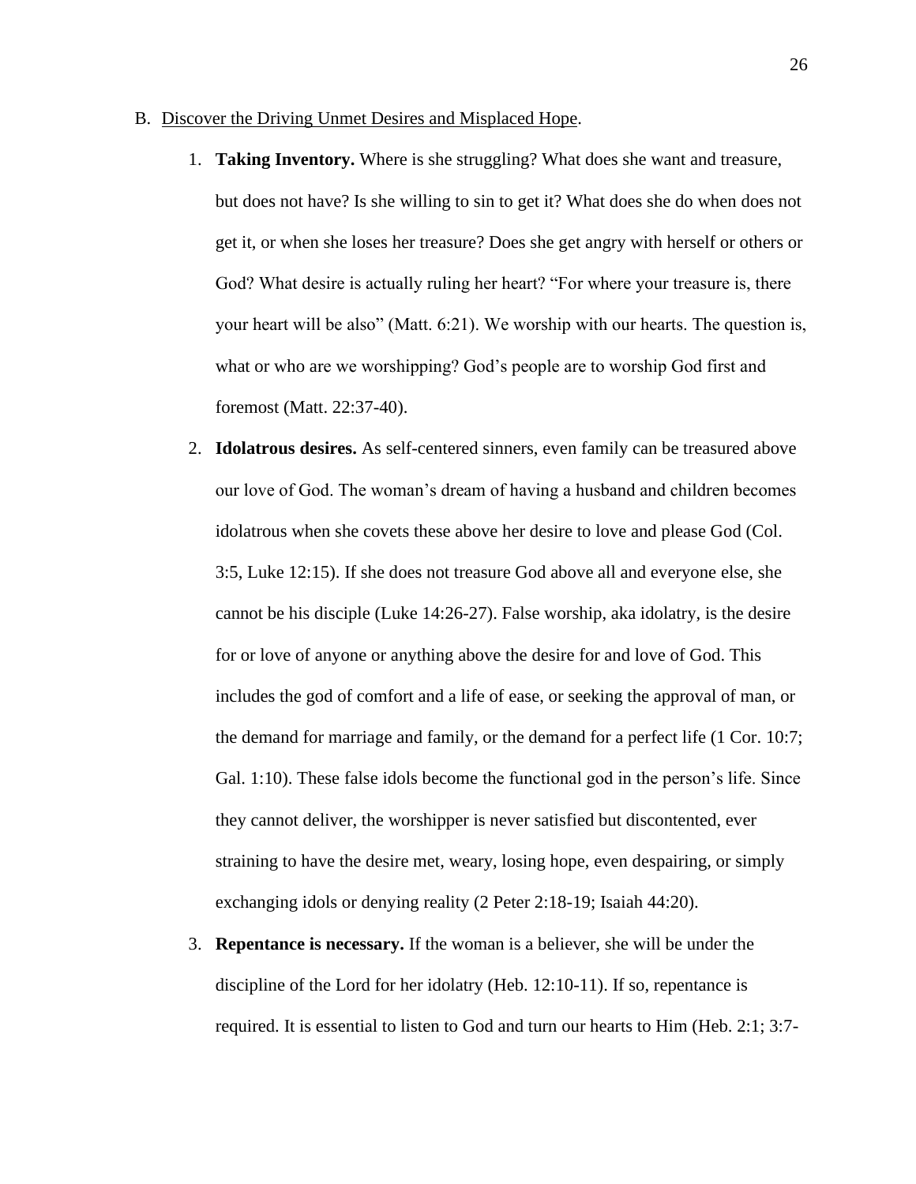B. Discover the Driving Unmet Desires and Misplaced Hope.

1. **Taking Inventory.** Where is she struggling? What does she want and treasure, but does not have? Is she willing to sin to get it? What does she do when does not get it, or when she loses her treasure? Does she get angry with herself or others or God? What desire is actually ruling her heart? "For where your treasure is, there your heart will be also" (Matt. 6:21). We worship with our hearts. The question is, what or who are we worshipping? God's people are to worship God first and foremost (Matt. 22:37-40).

2. **Idolatrous desires.** As self-centered sinners, even family can be treasured above our love of God. The woman's dream of having a husband and children becomes idolatrous when she covets these above her desire to love and please God (Col. 3:5, Luke 12:15). If she does not treasure God above all and everyone else, she cannot be his disciple (Luke 14:26-27). False worship, aka idolatry, is the desire for or love of anyone or anything above the desire for and love of God. This includes the god of comfort and a life of ease, or seeking the approval of man, or the demand for marriage and family, or the demand for a perfect life (1 Cor. 10:7; Gal. 1:10). These false idols become the functional god in the person's life. Since they cannot deliver, the worshipper is never satisfied but discontented, ever straining to have the desire met, weary, losing hope, even despairing, or simply exchanging idols or denying reality (2 Peter 2:18-19; Isaiah 44:20).

3. **Repentance is necessary.** If the woman is a believer, she will be under the discipline of the Lord for her idolatry (Heb. 12:10-11). If so, repentance is required. It is essential to listen to God and turn our hearts to Him (Heb. 2:1; 3:7-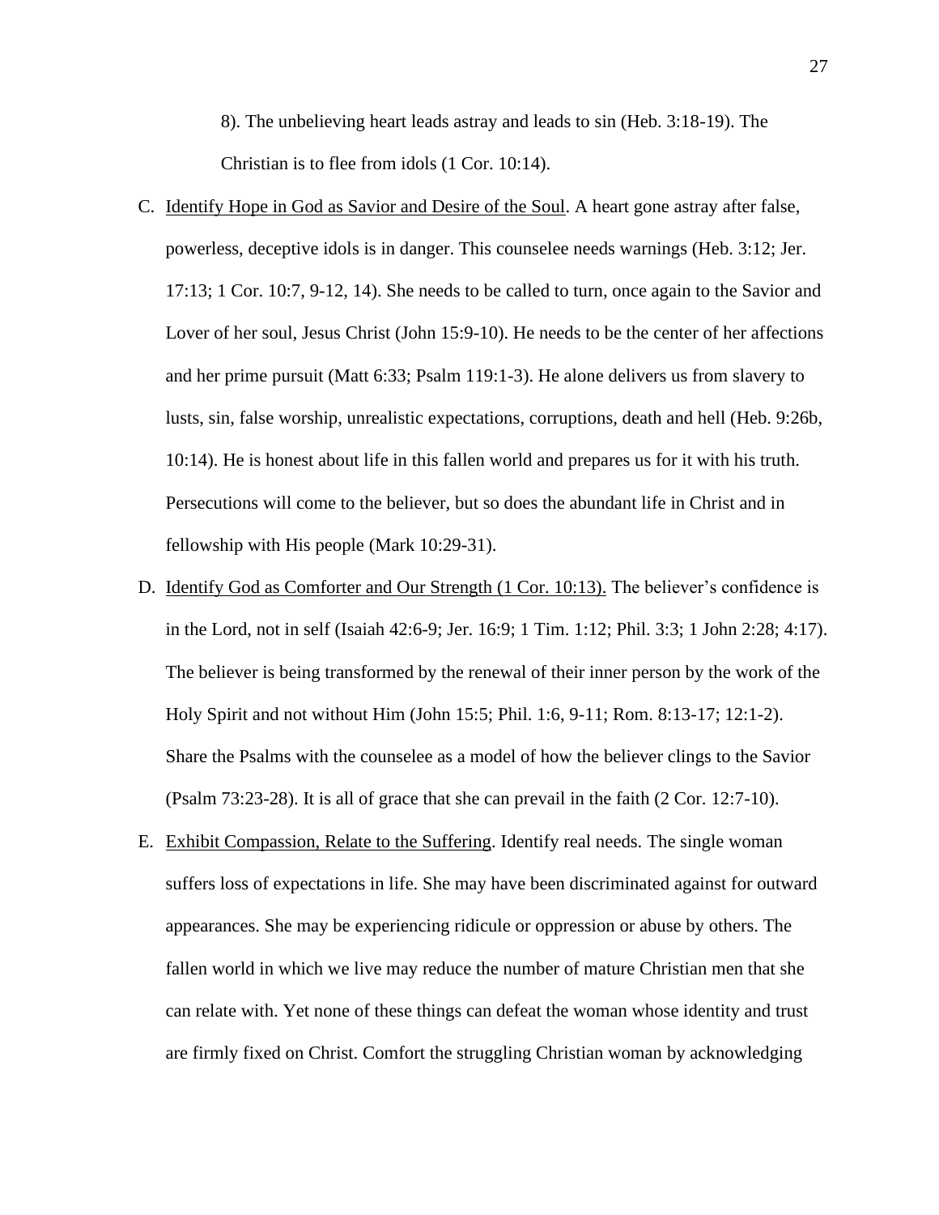8). The unbelieving heart leads astray and leads to sin (Heb. 3:18-19). The Christian is to flee from idols (1 Cor. 10:14).

C. Identify Hope in God as Savior and Desire of the Soul. A heart gone astray after false, powerless, deceptive idols is in danger. This counselee needs warnings (Heb. 3:12; Jer. 17:13; 1 Cor. 10:7, 9-12, 14). She needs to be called to turn, once again to the Savior and Lover of her soul, Jesus Christ (John 15:9-10). He needs to be the center of her affections and her prime pursuit (Matt 6:33; Psalm 119:1-3). He alone delivers us from slavery to lusts, sin, false worship, unrealistic expectations, corruptions, death and hell (Heb. 9:26b, 10:14). He is honest about life in this fallen world and prepares us for it with his truth. Persecutions will come to the believer, but so does the abundant life in Christ and in fellowship with His people (Mark 10:29-31).

D. Identify God as Comforter and Our Strength (1 Cor. 10:13). The believer's confidence is in the Lord, not in self (Isaiah 42:6-9; Jer. 16:9; 1 Tim. 1:12; Phil. 3:3; 1 John 2:28; 4:17). The believer is being transformed by the renewal of their inner person by the work of the Holy Spirit and not without Him (John 15:5; Phil. 1:6, 9-11; Rom. 8:13-17; 12:1-2). Share the Psalms with the counselee as a model of how the believer clings to the Savior (Psalm 73:23-28). It is all of grace that she can prevail in the faith (2 Cor. 12:7-10).

E. Exhibit Compassion, Relate to the Suffering. Identify real needs. The single woman suffers loss of expectations in life. She may have been discriminated against for outward appearances. She may be experiencing ridicule or oppression or abuse by others. The fallen world in which we live may reduce the number of mature Christian men that she can relate with. Yet none of these things can defeat the woman whose identity and trust are firmly fixed on Christ. Comfort the struggling Christian woman by acknowledging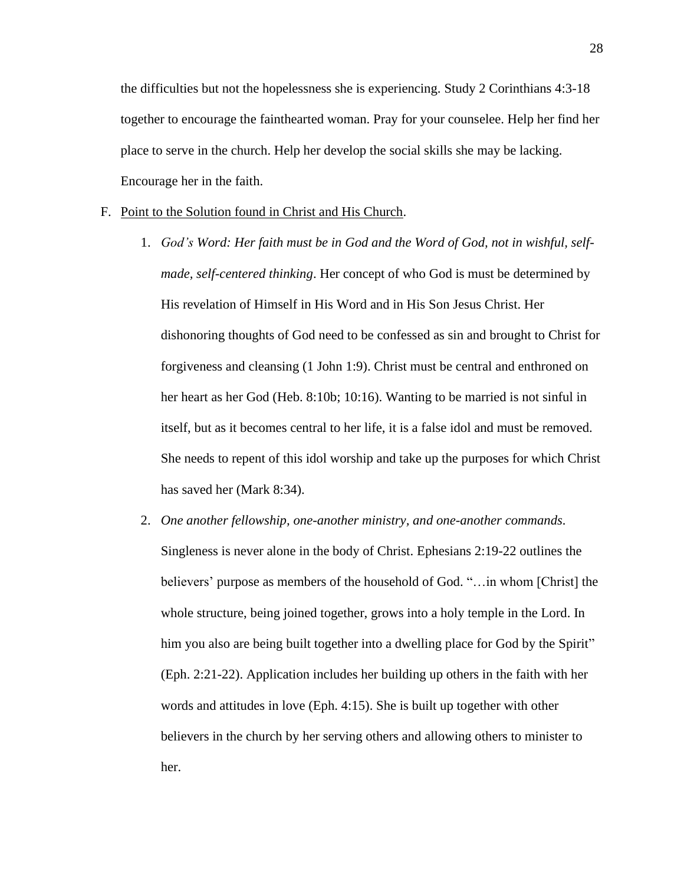the difficulties but not the hopelessness she is experiencing. Study 2 Corinthians 4:3-18 together to encourage the fainthearted woman. Pray for your counselee. Help her find her place to serve in the church. Help her develop the social skills she may be lacking. Encourage her in the faith.

F. <u>Point to the Solution found in Christ and His Church</u>.

1. *God's Word: Her faith must be in God and the Word of God, not in wishful, self-made, self-centered thinking*. Her concept of who God is must be determined by His revelation of Himself in His Word and in His Son Jesus Christ. Her dishonoring thoughts of God need to be confessed as sin and brought to Christ for forgiveness and cleansing (1 John 1:9). Christ must be central and enthroned on her heart as her God (Heb. 8:10b; 10:16). Wanting to be married is not sinful in itself, but as it becomes central to her life, it is a false idol and must be removed. She needs to repent of this idol worship and take up the purposes for which Christ has saved her (Mark 8:34).

2. *One another fellowship, one-another ministry, and one-another commands*. Singleness is never alone in the body of Christ. Ephesians 2:19-22 outlines the believers' purpose as members of the household of God. "…in whom [Christ] the whole structure, being joined together, grows into a holy temple in the Lord. In him you also are being built together into a dwelling place for God by the Spirit" (Eph. 2:21-22). Application includes her building up others in the faith with her words and attitudes in love (Eph. 4:15). She is built up together with other believers in the church by her serving others and allowing others to minister to her.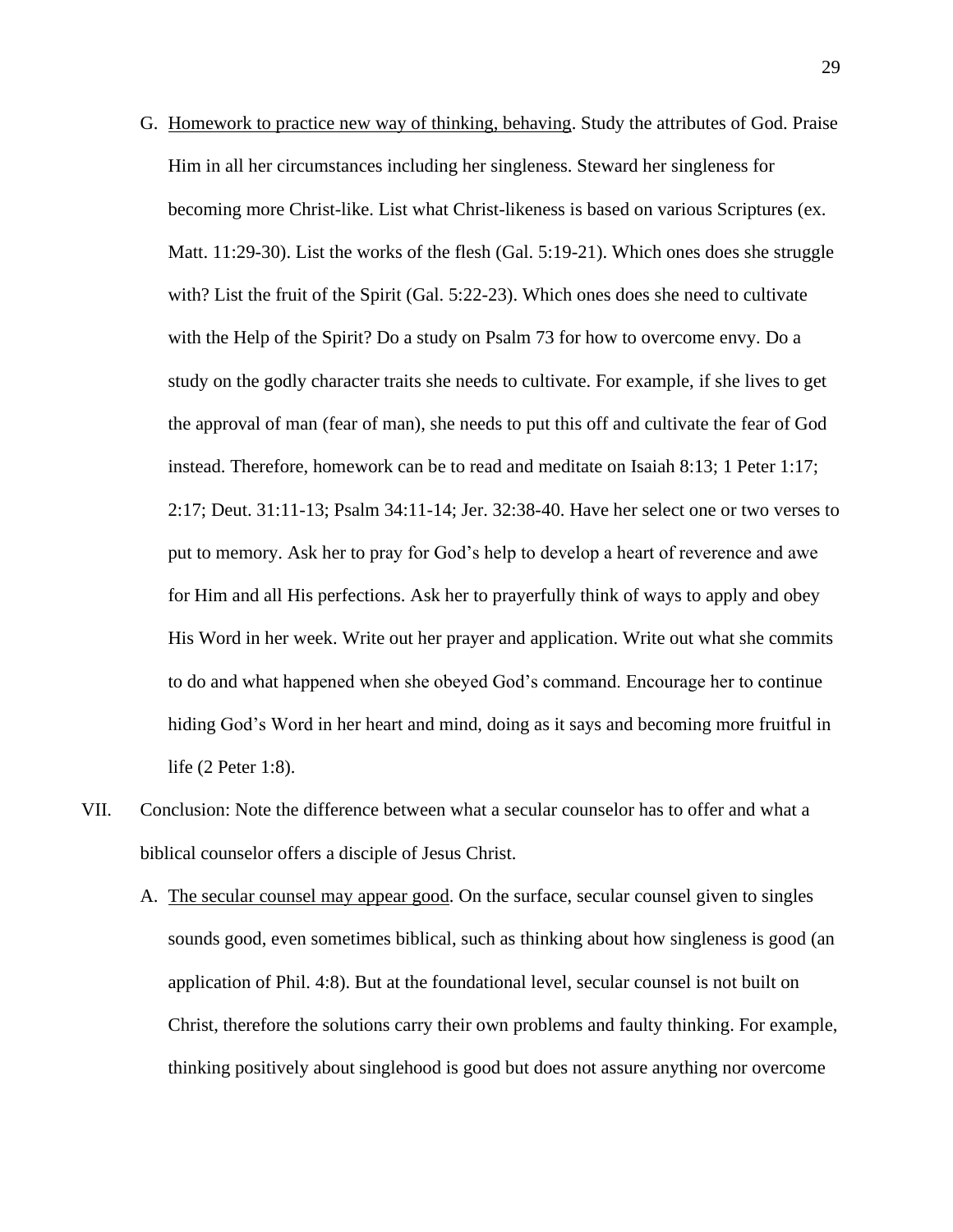G. <u>Homework to practice new way of thinking, behaving</u>. Study the attributes of God. Praise Him in all her circumstances including her singleness. Steward her singleness for becoming more Christ-like. List what Christ-likeness is based on various Scriptures (ex. Matt. 11:29-30). List the works of the flesh (Gal. 5:19-21). Which ones does she struggle with? List the fruit of the Spirit (Gal. 5:22-23). Which ones does she need to cultivate with the Help of the Spirit? Do a study on Psalm 73 for how to overcome envy. Do a study on the godly character traits she needs to cultivate. For example, if she lives to get the approval of man (fear of man), she needs to put this off and cultivate the fear of God instead. Therefore, homework can be to read and meditate on Isaiah 8:13; 1 Peter 1:17; 2:17; Deut. 31:11-13; Psalm 34:11-14; Jer. 32:38-40. Have her select one or two verses to put to memory. Ask her to pray for God's help to develop a heart of reverence and awe for Him and all His perfections. Ask her to prayerfully think of ways to apply and obey His Word in her week. Write out her prayer and application. Write out what she commits to do and what happened when she obeyed God's command. Encourage her to continue hiding God's Word in her heart and mind, doing as it says and becoming more fruitful in life (2 Peter 1:8).

VII. Conclusion: Note the difference between what a secular counselor has to offer and what a biblical counselor offers a disciple of Jesus Christ.

A. <u>The secular counsel may appear good</u>. On the surface, secular counsel given to singles sounds good, even sometimes biblical, such as thinking about how singleness is good (an application of Phil. 4:8). But at the foundational level, secular counsel is not built on Christ, therefore the solutions carry their own problems and faulty thinking. For example, thinking positively about singlehood is good but does not assure anything nor overcome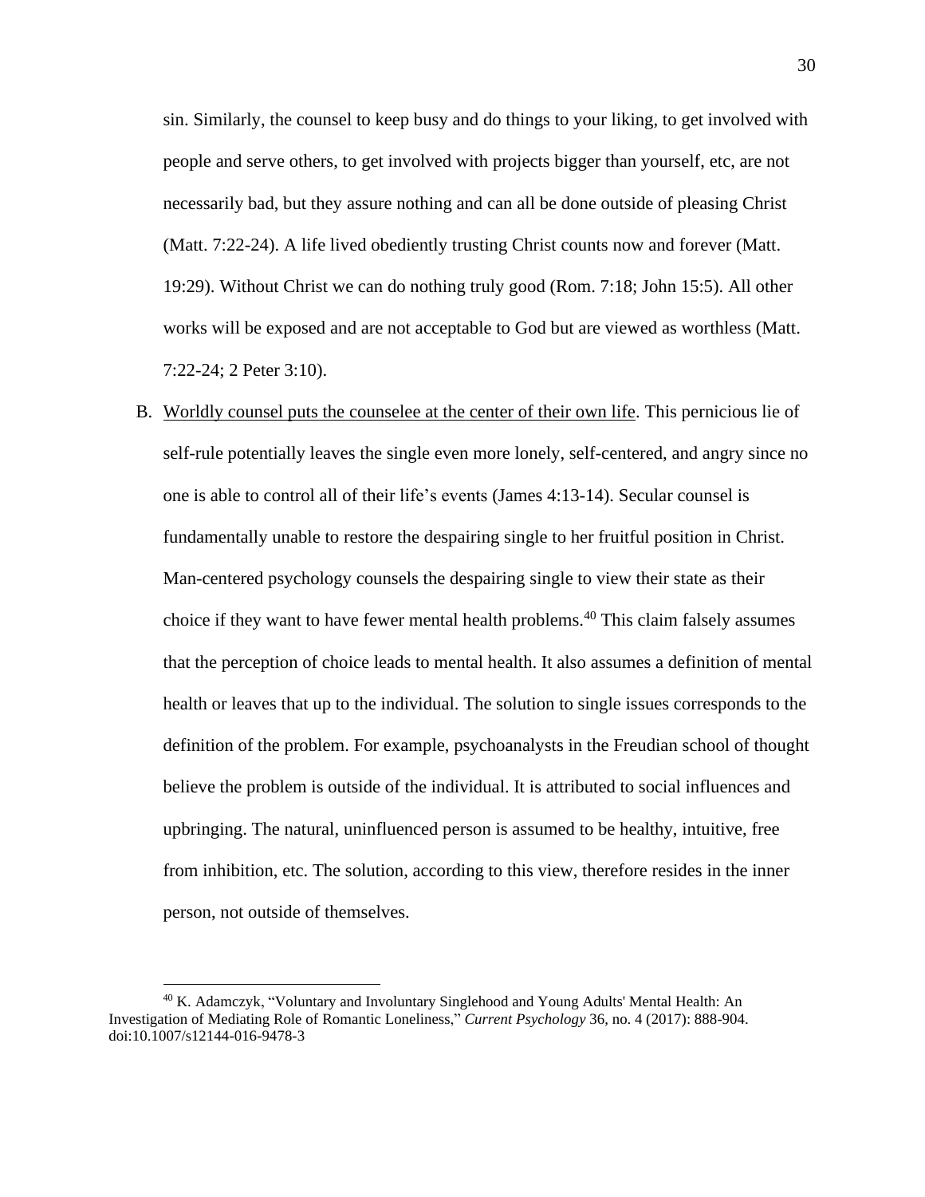sin. Similarly, the counsel to keep busy and do things to your liking, to get involved with people and serve others, to get involved with projects bigger than yourself, etc, are not necessarily bad, but they assure nothing and can all be done outside of pleasing Christ (Matt. 7:22-24). A life lived obediently trusting Christ counts now and forever (Matt. 19:29). Without Christ we can do nothing truly good (Rom. 7:18; John 15:5). All other works will be exposed and are not acceptable to God but are viewed as worthless (Matt. 7:22-24; 2 Peter 3:10).

B. <u>Worldly counsel puts the counselee at the center of their own life</u>. This pernicious lie of self-rule potentially leaves the single even more lonely, self-centered, and angry since no one is able to control all of their life's events (James 4:13-14). Secular counsel is fundamentally unable to restore the despairing single to her fruitful position in Christ. Man-centered psychology counsels the despairing single to view their state as their choice if they want to have fewer mental health problems.[40] This claim falsely assumes that the perception of choice leads to mental health. It also assumes a definition of mental health or leaves that up to the individual. The solution to single issues corresponds to the definition of the problem. For example, psychoanalysts in the Freudian school of thought believe the problem is outside of the individual. It is attributed to social influences and upbringing. The natural, uninfluenced person is assumed to be healthy, intuitive, free from inhibition, etc. The solution, according to this view, therefore resides in the inner person, not outside of themselves.

---

[40] K. Adamczyk, "Voluntary and Involuntary Singlehood and Young Adults' Mental Health: An Investigation of Mediating Role of Romantic Loneliness," *Current Psychology* 36, no. 4 (2017): 888-904. doi:10.1007/s12144-016-9478-3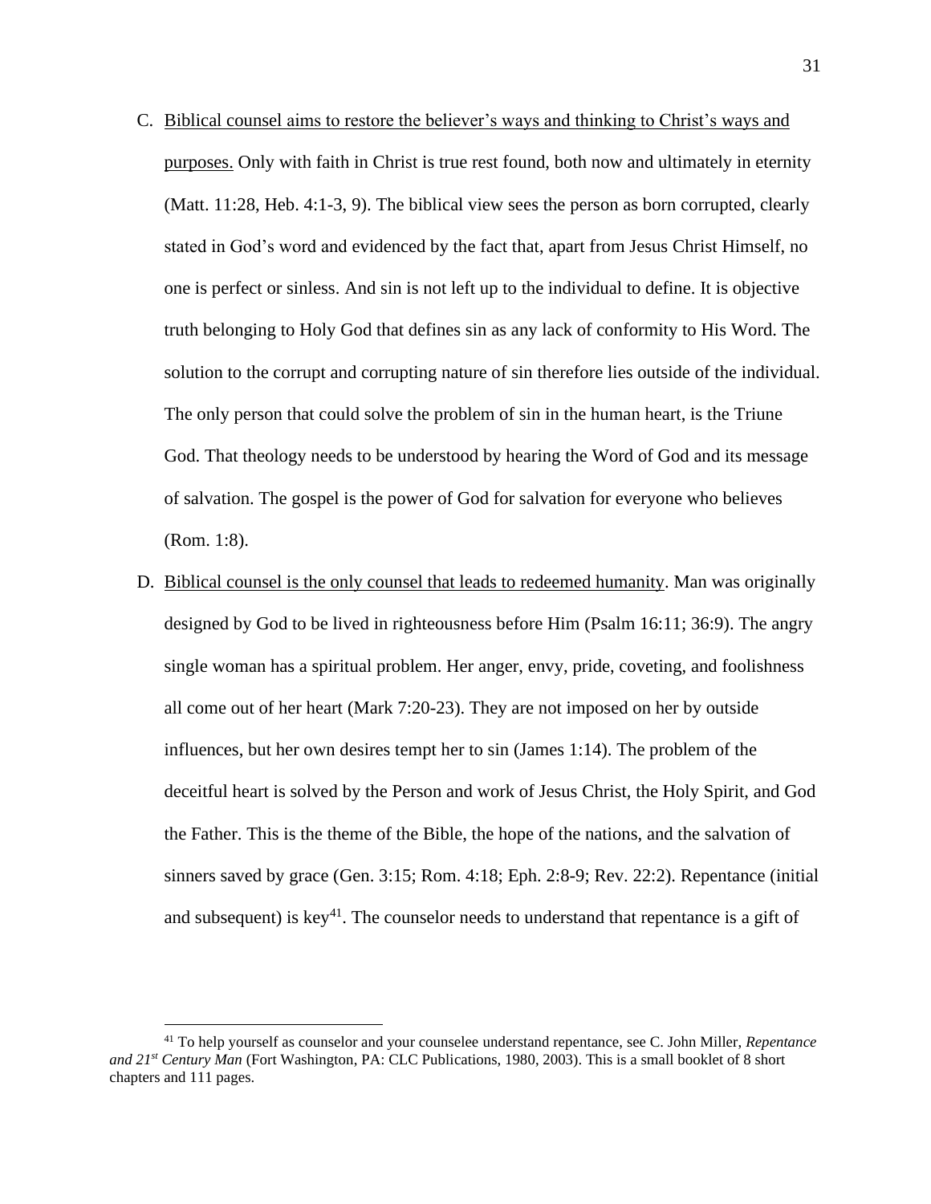C. <u>Biblical counsel aims to restore the believer's ways and thinking to Christ's ways and purposes.</u> Only with faith in Christ is true rest found, both now and ultimately in eternity (Matt. 11:28, Heb. 4:1-3, 9). The biblical view sees the person as born corrupted, clearly stated in God's word and evidenced by the fact that, apart from Jesus Christ Himself, no one is perfect or sinless. And sin is not left up to the individual to define. It is objective truth belonging to Holy God that defines sin as any lack of conformity to His Word. The solution to the corrupt and corrupting nature of sin therefore lies outside of the individual. The only person that could solve the problem of sin in the human heart, is the Triune God. That theology needs to be understood by hearing the Word of God and its message of salvation. The gospel is the power of God for salvation for everyone who believes (Rom. 1:8).

D. <u>Biblical counsel is the only counsel that leads to redeemed humanity</u>. Man was originally designed by God to be lived in righteousness before Him (Psalm 16:11; 36:9). The angry single woman has a spiritual problem. Her anger, envy, pride, coveting, and foolishness all come out of her heart (Mark 7:20-23). They are not imposed on her by outside influences, but her own desires tempt her to sin (James 1:14). The problem of the deceitful heart is solved by the Person and work of Jesus Christ, the Holy Spirit, and God the Father. This is the theme of the Bible, the hope of the nations, and the salvation of sinners saved by grace (Gen. 3:15; Rom. 4:18; Eph. 2:8-9; Rev. 22:2). Repentance (initial and subsequent) is key[41]. The counselor needs to understand that repentance is a gift of

[41] To help yourself as counselor and your counselee understand repentance, see C. John Miller, *Repentance and 21st Century Man* (Fort Washington, PA: CLC Publications, 1980, 2003). This is a small booklet of 8 short chapters and 111 pages.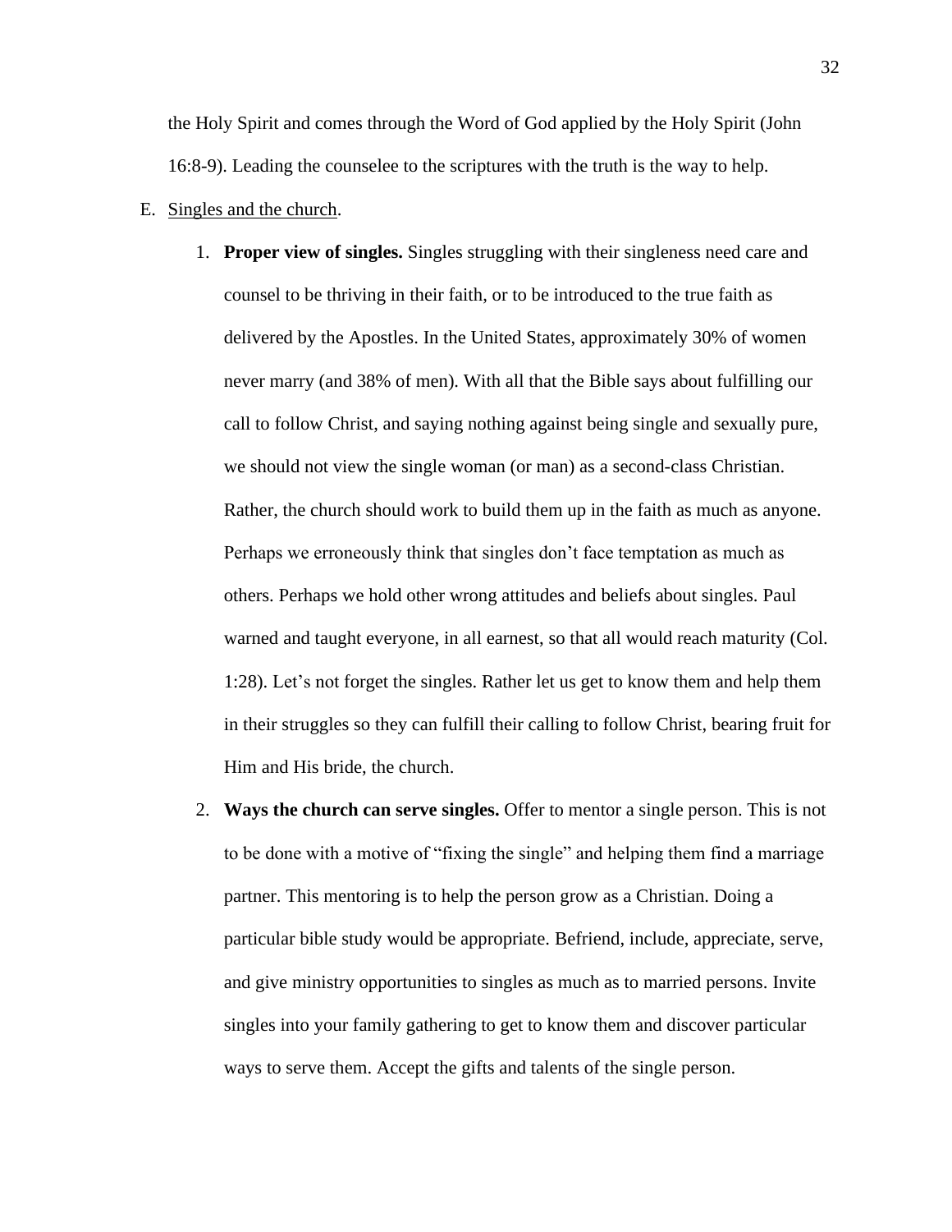the Holy Spirit and comes through the Word of God applied by the Holy Spirit (John 16:8-9). Leading the counselee to the scriptures with the truth is the way to help.

E. Singles and the church.

1. **Proper view of singles.** Singles struggling with their singleness need care and counsel to be thriving in their faith, or to be introduced to the true faith as delivered by the Apostles. In the United States, approximately 30% of women never marry (and 38% of men). With all that the Bible says about fulfilling our call to follow Christ, and saying nothing against being single and sexually pure, we should not view the single woman (or man) as a second-class Christian. Rather, the church should work to build them up in the faith as much as anyone. Perhaps we erroneously think that singles don't face temptation as much as others. Perhaps we hold other wrong attitudes and beliefs about singles. Paul warned and taught everyone, in all earnest, so that all would reach maturity (Col. 1:28). Let's not forget the singles. Rather let us get to know them and help them in their struggles so they can fulfill their calling to follow Christ, bearing fruit for Him and His bride, the church.

2. **Ways the church can serve singles.** Offer to mentor a single person. This is not to be done with a motive of "fixing the single" and helping them find a marriage partner. This mentoring is to help the person grow as a Christian. Doing a particular bible study would be appropriate. Befriend, include, appreciate, serve, and give ministry opportunities to singles as much as to married persons. Invite singles into your family gathering to get to know them and discover particular ways to serve them. Accept the gifts and talents of the single person.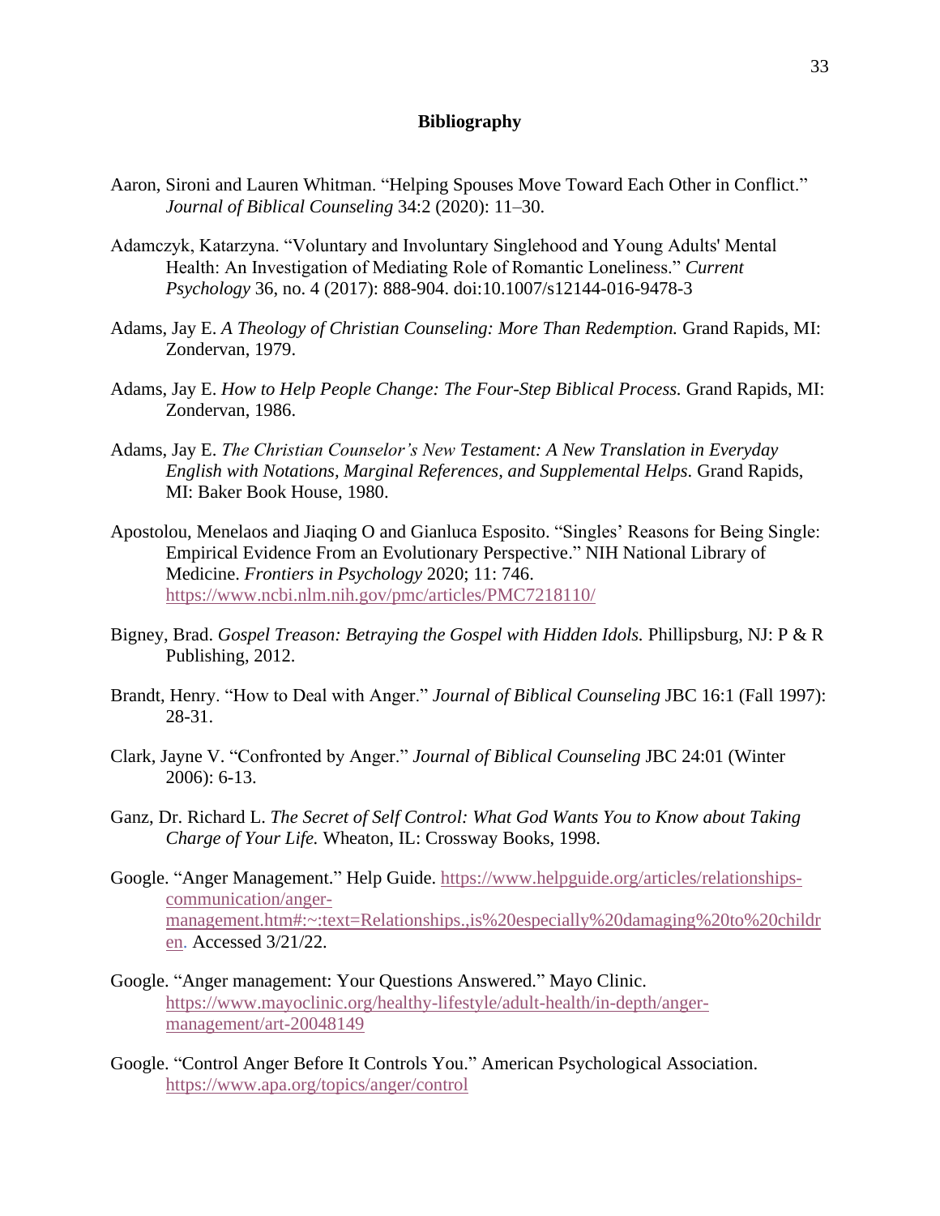## Bibliography

Aaron, Sironi and Lauren Whitman. "Helping Spouses Move Toward Each Other in Conflict." *Journal of Biblical Counseling* 34:2 (2020): 11–30.

Adamczyk, Katarzyna. "Voluntary and Involuntary Singlehood and Young Adults' Mental Health: An Investigation of Mediating Role of Romantic Loneliness." *Current Psychology* 36, no. 4 (2017): 888-904. doi:10.1007/s12144-016-9478-3

Adams, Jay E. *A Theology of Christian Counseling: More Than Redemption.* Grand Rapids, MI: Zondervan, 1979.

Adams, Jay E. *How to Help People Change: The Four-Step Biblical Process.* Grand Rapids, MI: Zondervan, 1986.

Adams, Jay E. *The Christian Counselor's New Testament: A New Translation in Everyday English with Notations, Marginal References, and Supplemental Helps.* Grand Rapids, MI: Baker Book House, 1980.

Apostolou, Menelaos and Jiaqing O and Gianluca Esposito. "Singles' Reasons for Being Single: Empirical Evidence From an Evolutionary Perspective." NIH National Library of Medicine. *Frontiers in Psychology* 2020; 11: 746. https://www.ncbi.nlm.nih.gov/pmc/articles/PMC7218110/

Bigney, Brad. *Gospel Treason: Betraying the Gospel with Hidden Idols.* Phillipsburg, NJ: P & R Publishing, 2012.

Brandt, Henry. "How to Deal with Anger." *Journal of Biblical Counseling* JBC 16:1 (Fall 1997): 28-31.

Clark, Jayne V. "Confronted by Anger." *Journal of Biblical Counseling* JBC 24:01 (Winter 2006): 6-13.

Ganz, Dr. Richard L. *The Secret of Self Control: What God Wants You to Know about Taking Charge of Your Life.* Wheaton, IL: Crossway Books, 1998.

Google. "Anger Management." Help Guide. https://www.helpguide.org/articles/relationships-communication/anger-management.htm#:~:text=Relationships.,is%20especially%20damaging%20to%20children. Accessed 3/21/22.

Google. "Anger management: Your Questions Answered." Mayo Clinic. https://www.mayoclinic.org/healthy-lifestyle/adult-health/in-depth/anger-management/art-20048149

Google. "Control Anger Before It Controls You." American Psychological Association. https://www.apa.org/topics/anger/control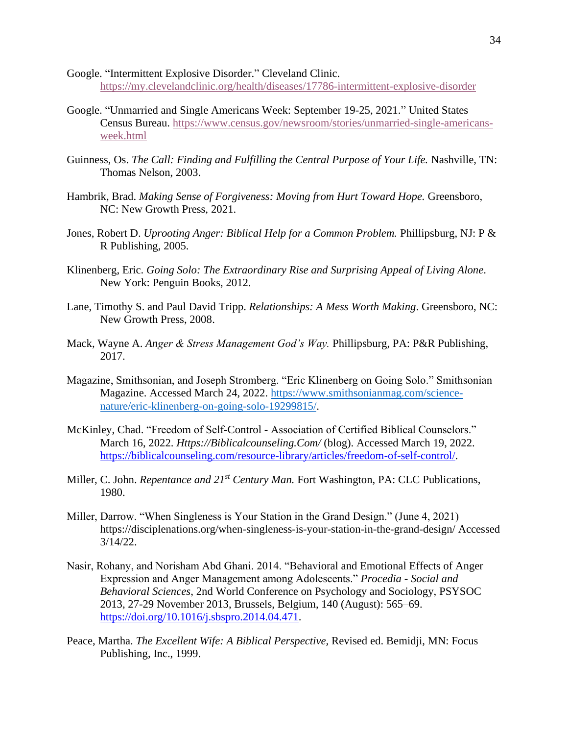Google. "Intermittent Explosive Disorder." Cleveland Clinic. https://my.clevelandclinic.org/health/diseases/17786-intermittent-explosive-disorder

Google. "Unmarried and Single Americans Week: September 19-25, 2021." United States Census Bureau. https://www.census.gov/newsroom/stories/unmarried-single-americans-week.html

Guinness, Os. *The Call: Finding and Fulfilling the Central Purpose of Your Life.* Nashville, TN: Thomas Nelson, 2003.

Hambrik, Brad. *Making Sense of Forgiveness: Moving from Hurt Toward Hope.* Greensboro, NC: New Growth Press, 2021.

Jones, Robert D. *Uprooting Anger: Biblical Help for a Common Problem.* Phillipsburg, NJ: P & R Publishing, 2005.

Klinenberg, Eric. *Going Solo: The Extraordinary Rise and Surprising Appeal of Living Alone*. New York: Penguin Books, 2012.

Lane, Timothy S. and Paul David Tripp. *Relationships: A Mess Worth Making*. Greensboro, NC: New Growth Press, 2008.

Mack, Wayne A. *Anger & Stress Management God's Way.* Phillipsburg, PA: P&R Publishing, 2017.

Magazine, Smithsonian, and Joseph Stromberg. "Eric Klinenberg on Going Solo." Smithsonian Magazine. Accessed March 24, 2022. https://www.smithsonianmag.com/science-nature/eric-klinenberg-on-going-solo-19299815/.

McKinley, Chad. "Freedom of Self-Control - Association of Certified Biblical Counselors." March 16, 2022. *Https://Biblicalcounseling.Com/* (blog). Accessed March 19, 2022. https://biblicalcounseling.com/resource-library/articles/freedom-of-self-control/.

Miller, C. John. *Repentance and 21st Century Man.* Fort Washington, PA: CLC Publications, 1980.

Miller, Darrow. "When Singleness is Your Station in the Grand Design." (June 4, 2021) https://disciplenations.org/when-singleness-is-your-station-in-the-grand-design/ Accessed 3/14/22.

Nasir, Rohany, and Norisham Abd Ghani. 2014. "Behavioral and Emotional Effects of Anger Expression and Anger Management among Adolescents." *Procedia - Social and Behavioral Sciences*, 2nd World Conference on Psychology and Sociology, PSYSOC 2013, 27-29 November 2013, Brussels, Belgium, 140 (August): 565–69. https://doi.org/10.1016/j.sbspro.2014.04.471.

Peace, Martha. *The Excellent Wife: A Biblical Perspective*, Revised ed. Bemidji, MN: Focus Publishing, Inc., 1999.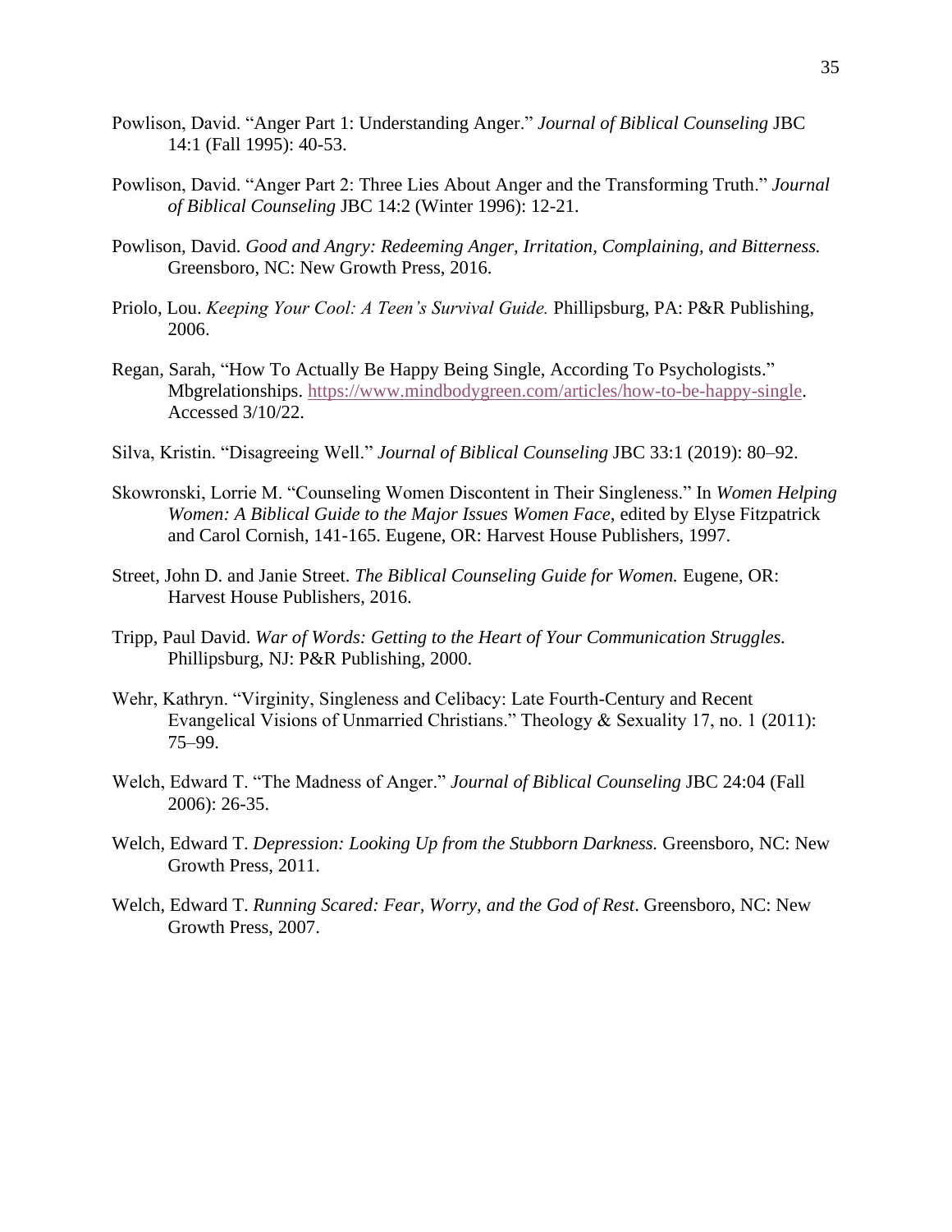Powlison, David. "Anger Part 1: Understanding Anger." *Journal of Biblical Counseling* JBC 14:1 (Fall 1995): 40-53.

Powlison, David. "Anger Part 2: Three Lies About Anger and the Transforming Truth." *Journal of Biblical Counseling* JBC 14:2 (Winter 1996): 12-21.

Powlison, David. *Good and Angry: Redeeming Anger, Irritation, Complaining, and Bitterness.* Greensboro, NC: New Growth Press, 2016.

Priolo, Lou. *Keeping Your Cool: A Teen's Survival Guide.* Phillipsburg, PA: P&R Publishing, 2006.

Regan, Sarah, "How To Actually Be Happy Being Single, According To Psychologists." Mbgrelationships. https://www.mindbodygreen.com/articles/how-to-be-happy-single. Accessed 3/10/22.

Silva, Kristin. "Disagreeing Well." *Journal of Biblical Counseling* JBC 33:1 (2019): 80–92.

Skowronski, Lorrie M. "Counseling Women Discontent in Their Singleness." In *Women Helping Women: A Biblical Guide to the Major Issues Women Face*, edited by Elyse Fitzpatrick and Carol Cornish, 141-165. Eugene, OR: Harvest House Publishers, 1997.

Street, John D. and Janie Street. *The Biblical Counseling Guide for Women.* Eugene, OR: Harvest House Publishers, 2016.

Tripp, Paul David. *War of Words: Getting to the Heart of Your Communication Struggles.* Phillipsburg, NJ: P&R Publishing, 2000.

Wehr, Kathryn. "Virginity, Singleness and Celibacy: Late Fourth-Century and Recent Evangelical Visions of Unmarried Christians." Theology & Sexuality 17, no. 1 (2011): 75–99.

Welch, Edward T. "The Madness of Anger." *Journal of Biblical Counseling* JBC 24:04 (Fall 2006): 26-35.

Welch, Edward T. *Depression: Looking Up from the Stubborn Darkness.* Greensboro, NC: New Growth Press, 2011.

Welch, Edward T. *Running Scared: Fear, Worry, and the God of Rest*. Greensboro, NC: New Growth Press, 2007.